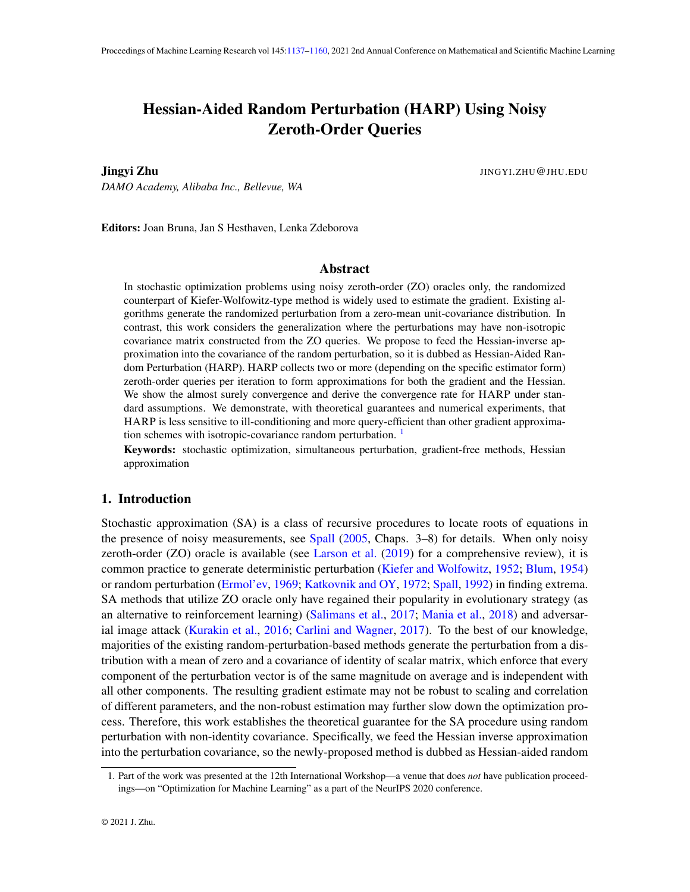# Hessian-Aided Random Perturbation (HARP) Using Noisy Zeroth-Order Queries

**Jingyi Zhu** JINGYI.ZHU@JHU.EDU

*DAMO Academy, Alibaba Inc., Bellevue, WA*

**Editors:** Joan Bruna, Jan S Hesthaven, Lenka Zdeborova

## Abstract

In stochastic optimization problems using noisy zeroth-order (ZO) oracles only, the randomized counterpart of Kiefer-Wolfowitz-type method is widely used to estimate the gradient. Existing algorithms generate the randomized perturbation from a zero-mean unit-covariance distribution. In contrast, this work considers the generalization where the perturbations may have non-isotropic covariance matrix constructed from the ZO queries. We propose to feed the Hessian-inverse approximation into the covariance of the random perturbation, so it is dubbed as Hessian-Aided Random Perturbation (HARP). HARP collects two or more (depending on the specific estimator form) zeroth-order queries per iteration to form approximations for both the gradient and the Hessian. We show the almost surely convergence and derive the convergence rate for HARP under standard assumptions. We demonstrate, with theoretical guarantees and numerical experiments, that HARP is less sensitive to ill-conditioning and more query-efficient than other gradient approximation schemes with isotropic-covariance random perturbation. [1]

**Keywords:** stochastic optimization, simultaneous perturbation, gradient-free methods, Hessian approximation

## 1. Introduction

Stochastic approximation (SA) is a class of recursive procedures to locate roots of equations in the presence of noisy measurements, see Spall (2005, Chaps. 3–8) for details. When only noisy zeroth-order (ZO) oracle is available (see Larson et al. (2019) for a comprehensive review), it is common practice to generate deterministic perturbation (Kiefer and Wolfowitz, 1952; Blum, 1954) or random perturbation (Ermol'ev, 1969; Katkovnik and OY, 1972; Spall, 1992) in finding extrema. SA methods that utilize ZO oracle only have regained their popularity in evolutionary strategy (as an alternative to reinforcement learning) (Salimans et al., 2017; Mania et al., 2018) and adversarial image attack (Kurakin et al., 2016; Carlini and Wagner, 2017). To the best of our knowledge, majorities of the existing random-perturbation-based methods generate the perturbation from a distribution with a mean of zero and a covariance of identity of scalar matrix, which enforce that every component of the perturbation vector is of the same magnitude on average and is independent with all other components. The resulting gradient estimate may not be robust to scaling and correlation of different parameters, and the non-robust estimation may further slow down the optimization process. Therefore, this work establishes the theoretical guarantee for the SA procedure using random perturbation with non-identity covariance. Specifically, we feed the Hessian inverse approximation into the perturbation covariance, so the newly-proposed method is dubbed as Hessian-aided random

1. Part of the work was presented at the 12th International Workshop—a venue that does *not* have publication proceedings—on "Optimization for Machine Learning" as a part of the NeurIPS 2020 conference.

© 2021 J. Zhu.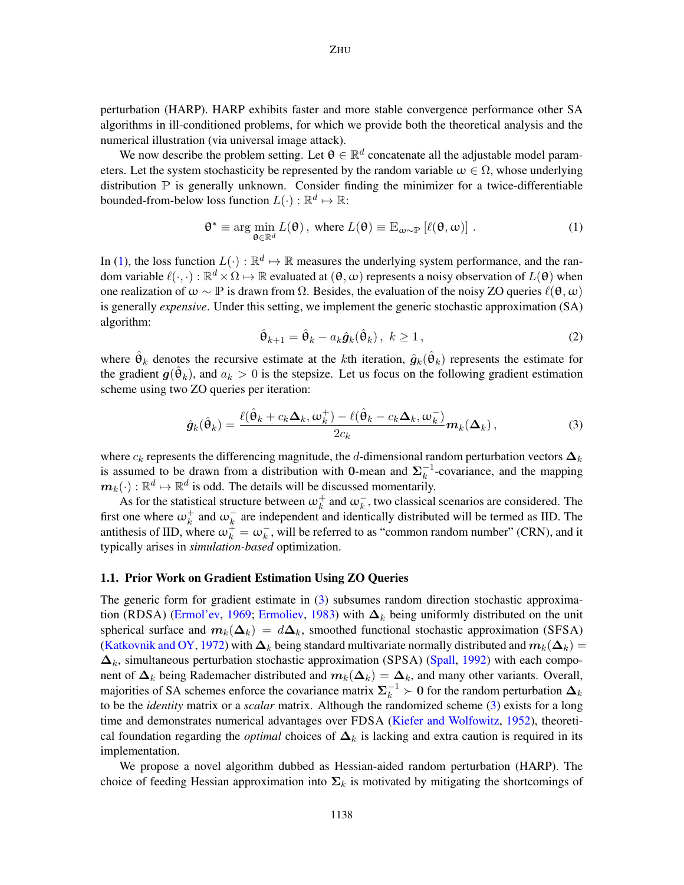perturbation (HARP). HARP exhibits faster and more stable convergence performance other SA algorithms in ill-conditioned problems, for which we provide both the theoretical analysis and the numerical illustration (via universal image attack).

We now describe the problem setting. Let $\boldsymbol{\theta} \in \mathbb{R}^d$ concatenate all the adjustable model parameters. Let the system stochasticity be represented by the random variable $\omega \in \Omega$, whose underlying distribution $\mathbb{P}$ is generally unknown. Consider finding the minimizer for a twice-differentiable bounded-from-below loss function $L(\cdot) : \mathbb{R}^d \mapsto \mathbb{R}$:

$$\boldsymbol{\theta}^* \equiv \arg\min_{\boldsymbol{\theta} \in \mathbb{R}^d} L(\boldsymbol{\theta}), \text{ where } L(\boldsymbol{\theta}) \equiv \mathbb{E}_{\omega \sim \mathbb{P}} \left[ \ell(\boldsymbol{\theta}, \omega) \right] . \tag{1}$$

In (1), the loss function $L(\cdot) : \mathbb{R}^d \mapsto \mathbb{R}$ measures the underlying system performance, and the random variable $\ell(\cdot, \cdot) : \mathbb{R}^d \times \Omega \mapsto \mathbb{R}$ evaluated at $(\boldsymbol{\theta}, \omega)$ represents a noisy observation of $L(\boldsymbol{\theta})$ when one realization of $\omega \sim \mathbb{P}$ is drawn from $\Omega$. Besides, the evaluation of the noisy ZO queries $\ell(\boldsymbol{\theta}, \omega)$ is generally *expensive*. Under this setting, we implement the generic stochastic approximation (SA) algorithm:

$$\hat{\boldsymbol{\theta}}_{k+1} = \hat{\boldsymbol{\theta}}_k - a_k \hat{\boldsymbol{g}}_k(\hat{\boldsymbol{\theta}}_k), \ k \geq 1 , \tag{2}$$

where $\hat{\boldsymbol{\theta}}_k$ denotes the recursive estimate at the $k$th iteration, $\hat{\boldsymbol{g}}_k(\hat{\boldsymbol{\theta}}_k)$ represents the estimate for the gradient $\boldsymbol{g}(\hat{\boldsymbol{\theta}}_k)$, and $a_k > 0$ is the stepsize. Let us focus on the following gradient estimation scheme using two ZO queries per iteration:

$$\hat{\boldsymbol{g}}_k(\hat{\boldsymbol{\theta}}_k) = \frac{\ell(\hat{\boldsymbol{\theta}}_k + c_k \boldsymbol{\Delta}_k, \omega_k^+) - \ell(\hat{\boldsymbol{\theta}}_k - c_k \boldsymbol{\Delta}_k, \omega_k^-)}{2c_k} \boldsymbol{m}_k(\boldsymbol{\Delta}_k) , \tag{3}$$

where $c_k$ represents the differencing magnitude, the $d$-dimensional random perturbation vectors $\boldsymbol{\Delta}_k$ is assumed to be drawn from a distribution with $\boldsymbol{0}$-mean and $\boldsymbol{\Sigma}_k^{-1}$-covariance, and the mapping $\boldsymbol{m}_k(\cdot) : \mathbb{R}^d \mapsto \mathbb{R}^d$ is odd. The details will be discussed momentarily.

As for the statistical structure between $\omega_k^+$ and $\omega_k^-$, two classical scenarios are considered. The first one where $\omega_k^+$ and $\omega_k^-$ are independent and identically distributed will be termed as IID. The antithesis of IID, where $\omega_k^+ = \omega_k^-$, will be referred to as "common random number" (CRN), and it typically arises in *simulation-based* optimization.

### 1.1. Prior Work on Gradient Estimation Using ZO Queries

The generic form for gradient estimate in (3) subsumes random direction stochastic approximation (RDSA) (Ermol'ev, 1969; Ermoliev, 1983) with $\boldsymbol{\Delta}_k$ being uniformly distributed on the unit spherical surface and $\boldsymbol{m}_k(\boldsymbol{\Delta}_k) = d\boldsymbol{\Delta}_k$, smoothed functional stochastic approximation (SFSA) (Katkovnik and OY, 1972) with $\boldsymbol{\Delta}_k$ being standard multivariate normally distributed and $\boldsymbol{m}_k(\boldsymbol{\Delta}_k) = \boldsymbol{\Delta}_k$, simultaneous perturbation stochastic approximation (SPSA) (Spall, 1992) with each component of $\boldsymbol{\Delta}_k$ being Rademacher distributed and $\boldsymbol{m}_k(\boldsymbol{\Delta}_k) = \boldsymbol{\Delta}_k$, and many other variants. Overall, majorities of SA schemes enforce the covariance matrix $\boldsymbol{\Sigma}_k^{-1} \succ \boldsymbol{0}$ for the random perturbation $\boldsymbol{\Delta}_k$ to be the *identity* matrix or a *scalar* matrix. Although the randomized scheme (3) exists for a long time and demonstrates numerical advantages over FDSA (Kiefer and Wolfowitz, 1952), theoretical foundation regarding the *optimal* choices of $\boldsymbol{\Delta}_k$ is lacking and extra caution is required in its implementation.

We propose a novel algorithm dubbed as Hessian-aided random perturbation (HARP). The choice of feeding Hessian approximation into $\boldsymbol{\Sigma}_k$ is motivated by mitigating the shortcomings of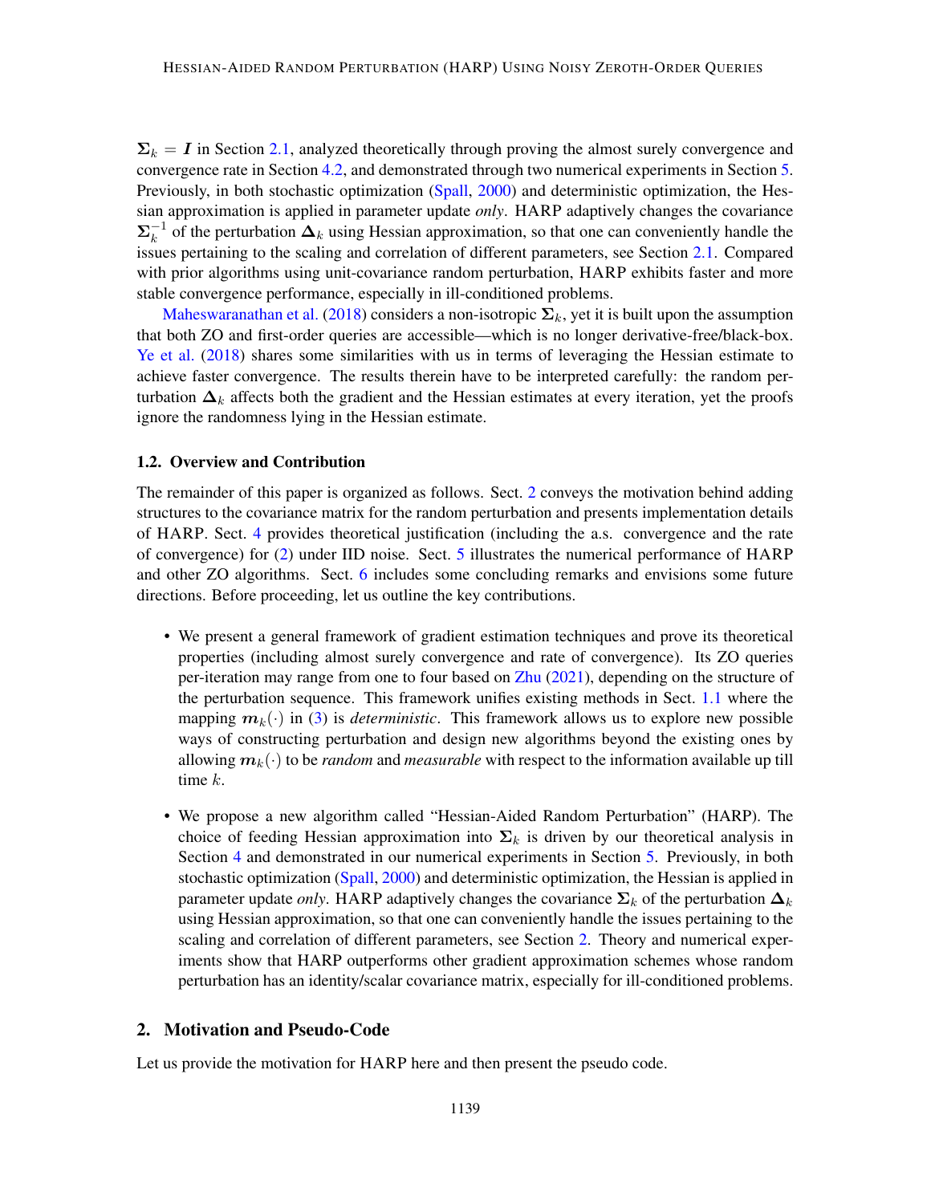$\boldsymbol{\Sigma}_k = \boldsymbol{I}$ in Section 2.1, analyzed theoretically through proving the almost surely convergence and convergence rate in Section 4.2, and demonstrated through two numerical experiments in Section 5. Previously, in both stochastic optimization (Spall, 2000) and deterministic optimization, the Hessian approximation is applied in parameter update *only*. HARP adaptively changes the covariance $\boldsymbol{\Sigma}_k^{-1}$ of the perturbation $\boldsymbol{\Delta}_k$ using Hessian approximation, so that one can conveniently handle the issues pertaining to the scaling and correlation of different parameters, see Section 2.1. Compared with prior algorithms using unit-covariance random perturbation, HARP exhibits faster and more stable convergence performance, especially in ill-conditioned problems.

Maheswaranathan et al. (2018) considers a non-isotropic $\boldsymbol{\Sigma}_k$, yet it is built upon the assumption that both ZO and first-order queries are accessible—which is no longer derivative-free/black-box. Ye et al. (2018) shares some similarities with us in terms of leveraging the Hessian estimate to achieve faster convergence. The results therein have to be interpreted carefully: the random perturbation $\boldsymbol{\Delta}_k$ affects both the gradient and the Hessian estimates at every iteration, yet the proofs ignore the randomness lying in the Hessian estimate.

### 1.2. Overview and Contribution

The remainder of this paper is organized as follows. Sect. 2 conveys the motivation behind adding structures to the covariance matrix for the random perturbation and presents implementation details of HARP. Sect. 4 provides theoretical justification (including the a.s. convergence and the rate of convergence) for (2) under IID noise. Sect. 5 illustrates the numerical performance of HARP and other ZO algorithms. Sect. 6 includes some concluding remarks and envisions some future directions. Before proceeding, let us outline the key contributions.

- We present a general framework of gradient estimation techniques and prove its theoretical properties (including almost surely convergence and rate of convergence). Its ZO queries per-iteration may range from one to four based on Zhu (2021), depending on the structure of the perturbation sequence. This framework unifies existing methods in Sect. 1.1 where the mapping $\boldsymbol{m}_k(\cdot)$ in (3) is *deterministic*. This framework allows us to explore new possible ways of constructing perturbation and design new algorithms beyond the existing ones by allowing $\boldsymbol{m}_k(\cdot)$ to be *random* and *measurable* with respect to the information available up till time $k$.
- We propose a new algorithm called "Hessian-Aided Random Perturbation" (HARP). The choice of feeding Hessian approximation into $\boldsymbol{\Sigma}_k$ is driven by our theoretical analysis in Section 4 and demonstrated in our numerical experiments in Section 5. Previously, in both stochastic optimization (Spall, 2000) and deterministic optimization, the Hessian is applied in parameter update *only*. HARP adaptively changes the covariance $\boldsymbol{\Sigma}_k$ of the perturbation $\boldsymbol{\Delta}_k$ using Hessian approximation, so that one can conveniently handle the issues pertaining to the scaling and correlation of different parameters, see Section 2. Theory and numerical experiments show that HARP outperforms other gradient approximation schemes whose random perturbation has an identity/scalar covariance matrix, especially for ill-conditioned problems.

## 2. Motivation and Pseudo-Code

Let us provide the motivation for HARP here and then present the pseudo code.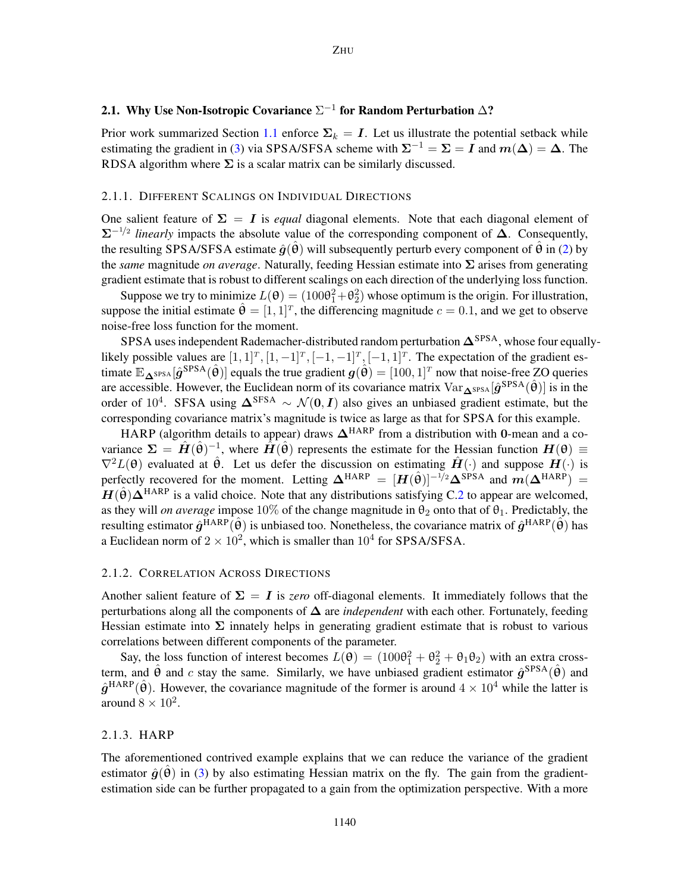### 2.1. Why Use Non-Isotropic Covariance $\Sigma^{-1}$ for Random Perturbation $\Delta$?

Prior work summarized Section 1.1 enforce $\boldsymbol{\Sigma}_k = \boldsymbol{I}$. Let us illustrate the potential setback while estimating the gradient in (3) via SPSA/SFSA scheme with $\boldsymbol{\Sigma}^{-1} = \boldsymbol{\Sigma} = \boldsymbol{I}$ and $\boldsymbol{m}(\boldsymbol{\Delta}) = \boldsymbol{\Delta}$. The RDSA algorithm where $\boldsymbol{\Sigma}$ is a scalar matrix can be similarly discussed.

#### 2.1.1. Different Scalings on Individual Directions

One salient feature of $\boldsymbol{\Sigma} = \boldsymbol{I}$ is *equal* diagonal elements. Note that each diagonal element of $\boldsymbol{\Sigma}^{-1/2}$ *linearly* impacts the absolute value of the corresponding component of $\boldsymbol{\Delta}$. Consequently, the resulting SPSA/SFSA estimate $\hat{\boldsymbol{g}}(\hat{\boldsymbol{\theta}})$ will subsequently perturb every component of $\hat{\boldsymbol{\theta}}$ in (2) by the *same* magnitude *on average*. Naturally, feeding Hessian estimate into $\boldsymbol{\Sigma}$ arises from generating gradient estimate that is robust to different scalings on each direction of the underlying loss function.

Suppose we try to minimize $L(\boldsymbol{\theta}) = (100\theta_1^2 + \theta_2^2)$ whose optimum is the origin. For illustration, suppose the initial estimate $\hat{\boldsymbol{\theta}} = [1, 1]^T$, the differencing magnitude $c = 0.1$, and we get to observe noise-free loss function for the moment.

SPSA uses independent Rademacher-distributed random perturbation $\boldsymbol{\Delta}^{\text{SPSA}}$, whose four equally-likely possible values are $[1, 1]^T, [1, -1]^T, [-1, -1]^T, [-1, 1]^T$. The expectation of the gradient estimate $\mathbb{E}_{\boldsymbol{\Delta}^{\text{SPSA}}}[\hat{\boldsymbol{g}}^{\text{SPSA}}(\hat{\boldsymbol{\theta}})]$ equals the true gradient $\boldsymbol{g}(\hat{\boldsymbol{\theta}}) = [100, 1]^T$ now that noise-free ZO queries are accessible. However, the Euclidean norm of its covariance matrix $\text{Var}_{\boldsymbol{\Delta}^{\text{SPSA}}}[\hat{\boldsymbol{g}}^{\text{SPSA}}(\hat{\boldsymbol{\theta}})]$ is in the order of $10^4$. SFSA using $\boldsymbol{\Delta}^{\text{SFSA}} \sim \mathcal{N}(\boldsymbol{0}, \boldsymbol{I})$ also gives an unbiased gradient estimate, but the corresponding covariance matrix's magnitude is twice as large as that for SPSA for this example.

HARP (algorithm details to appear) draws $\boldsymbol{\Delta}^{\text{HARP}}$ from a distribution with $\boldsymbol{0}$-mean and a covariance $\boldsymbol{\Sigma} = \hat{\boldsymbol{H}}(\hat{\boldsymbol{\theta}})^{-1}$, where $\hat{\boldsymbol{H}}(\hat{\boldsymbol{\theta}})$ represents the estimate for the Hessian function $\boldsymbol{H}(\boldsymbol{\theta}) \equiv \nabla^2 L(\boldsymbol{\theta})$ evaluated at $\hat{\boldsymbol{\theta}}$. Let us defer the discussion on estimating $\hat{\boldsymbol{H}}(\cdot)$ and suppose $\boldsymbol{H}(\cdot)$ is perfectly recovered for the moment. Letting $\boldsymbol{\Delta}^{\text{HARP}} = [\boldsymbol{H}(\hat{\boldsymbol{\theta}})]^{-1/2}\boldsymbol{\Delta}^{\text{SPSA}}$ and $\boldsymbol{m}(\boldsymbol{\Delta}^{\text{HARP}}) = \boldsymbol{H}(\hat{\boldsymbol{\theta}})\boldsymbol{\Delta}^{\text{HARP}}$ is a valid choice. Note that any distributions satisfying C.2 to appear are welcomed, as they will *on average* impose 10% of the change magnitude in $\theta_2$ onto that of $\theta_1$. Predictably, the resulting estimator $\hat{\boldsymbol{g}}^{\text{HARP}}(\hat{\boldsymbol{\theta}})$ is unbiased too. Nonetheless, the covariance matrix of $\hat{\boldsymbol{g}}^{\text{HARP}}(\hat{\boldsymbol{\theta}})$ has a Euclidean norm of $2 \times 10^2$, which is smaller than $10^4$ for SPSA/SFSA.

#### 2.1.2. Correlation Across Directions

Another salient feature of $\boldsymbol{\Sigma} = \boldsymbol{I}$ is *zero* off-diagonal elements. It immediately follows that the perturbations along all the components of $\boldsymbol{\Delta}$ are *independent* with each other. Fortunately, feeding Hessian estimate into $\boldsymbol{\Sigma}$ innately helps in generating gradient estimate that is robust to various correlations between different components of the parameter.

Say, the loss function of interest becomes $L(\boldsymbol{\theta}) = (100\theta_1^2 + \theta_2^2 + \theta_1\theta_2)$ with an extra cross-term, and $\hat{\boldsymbol{\theta}}$ and $c$ stay the same. Similarly, we have unbiased gradient estimator $\hat{\boldsymbol{g}}^{\text{SPSA}}(\hat{\boldsymbol{\theta}})$ and $\hat{\boldsymbol{g}}^{\text{HARP}}(\hat{\boldsymbol{\theta}})$. However, the covariance magnitude of the former is around $4 \times 10^4$ while the latter is around $8 \times 10^2$.

#### 2.1.3. HARP

The aforementioned contrived example explains that we can reduce the variance of the gradient estimator $\hat{\boldsymbol{g}}(\hat{\boldsymbol{\theta}})$ in (3) by also estimating Hessian matrix on the fly. The gain from the gradient-estimation side can be further propagated to a gain from the optimization perspective. With a more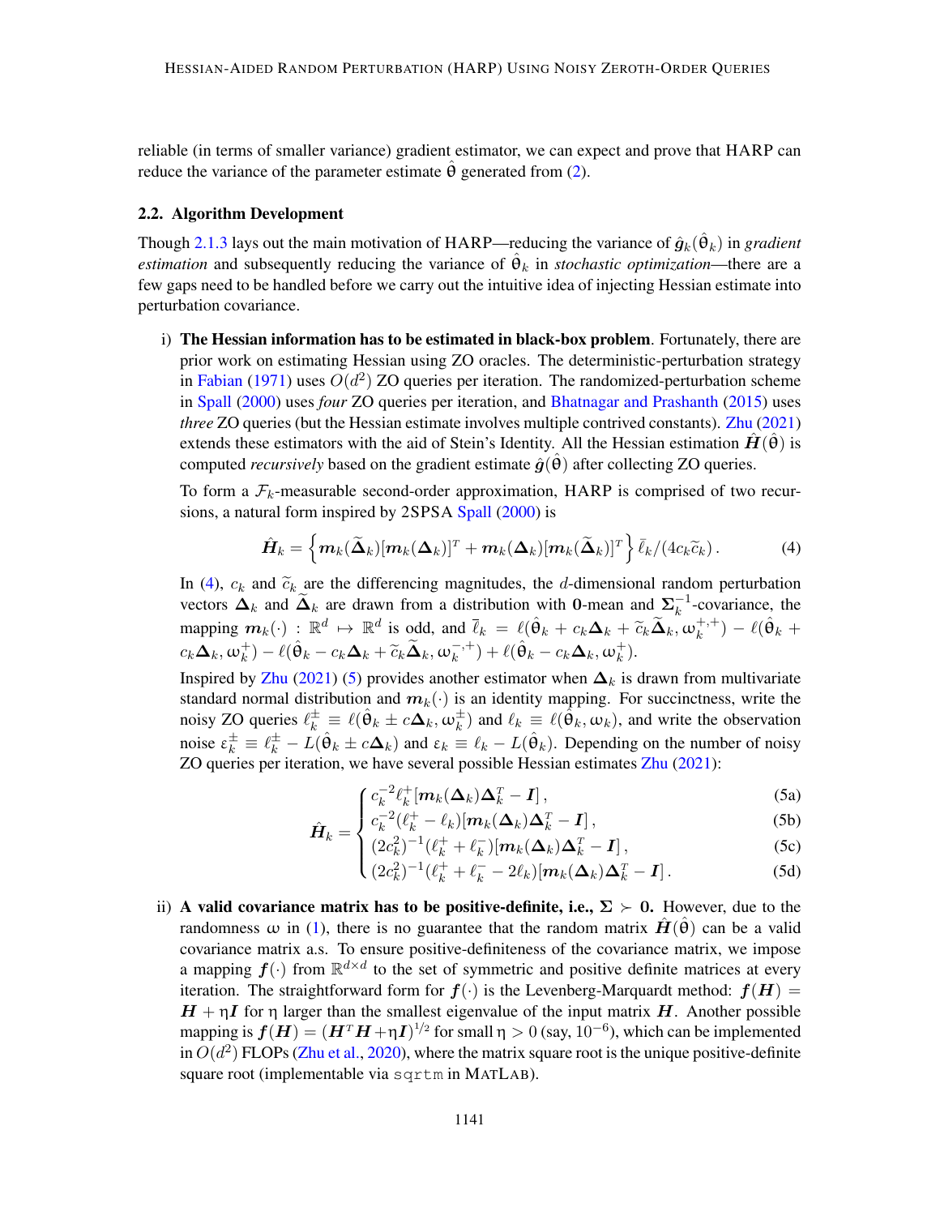reliable (in terms of smaller variance) gradient estimator, we can expect and prove that HARP can reduce the variance of the parameter estimate $\hat{\theta}$ generated from (2).

### 2.2. Algorithm Development

Though 2.1.3 lays out the main motivation of HARP—reducing the variance of $\hat{\boldsymbol{g}}_k(\hat{\theta}_k)$ in *gradient estimation* and subsequently reducing the variance of $\hat{\theta}_k$ in *stochastic optimization*—there are a few gaps need to be handled before we carry out the intuitive idea of injecting Hessian estimate into perturbation covariance.

i) **The Hessian information has to be estimated in black-box problem**. Fortunately, there are prior work on estimating Hessian using ZO oracles. The deterministic-perturbation strategy in Fabian (1971) uses $O(d^2)$ ZO queries per iteration. The randomized-perturbation scheme in Spall (2000) uses *four* ZO queries per iteration, and Bhatnagar and Prashanth (2015) uses *three* ZO queries (but the Hessian estimate involves multiple contrived constants). Zhu (2021) extends these estimators with the aid of Stein's Identity. All the Hessian estimation $\hat{\boldsymbol{H}}(\hat{\theta})$ is computed *recursively* based on the gradient estimate $\hat{\boldsymbol{g}}(\hat{\theta})$ after collecting ZO queries.

   To form a $\mathcal{F}_k$-measurable second-order approximation, HARP is comprised of two recursions, a natural form inspired by 2SPSA Spall (2000) is

$$\hat{\boldsymbol{H}}_k = \left\{ \boldsymbol{m}_k(\widetilde{\boldsymbol{\Delta}}_k)[\boldsymbol{m}_k(\boldsymbol{\Delta}_k)]^T + \boldsymbol{m}_k(\boldsymbol{\Delta}_k)[\boldsymbol{m}_k(\widetilde{\boldsymbol{\Delta}}_k)]^T \right\} \bar{\ell}_k / (4c_k \widetilde{c}_k) \,. \tag{4}$$

   In (4), $c_k$ and $\widetilde{c}_k$ are the differencing magnitudes, the $d$-dimensional random perturbation vectors $\boldsymbol{\Delta}_k$ and $\widetilde{\boldsymbol{\Delta}}_k$ are drawn from a distribution with $\boldsymbol{0}$-mean and $\boldsymbol{\Sigma}_k^{-1}$-covariance, the mapping $\boldsymbol{m}_k(\cdot) : \mathbb{R}^d \mapsto \mathbb{R}^d$ is odd, and $\bar{\ell}_k = \ell(\hat{\theta}_k + c_k\boldsymbol{\Delta}_k + \widetilde{c}_k\widetilde{\boldsymbol{\Delta}}_k, \omega_k^{+,+}) - \ell(\hat{\theta}_k + c_k\boldsymbol{\Delta}_k, \omega_k^{+}) - \ell(\hat{\theta}_k - c_k\boldsymbol{\Delta}_k + \widetilde{c}_k\widetilde{\boldsymbol{\Delta}}_k, \omega_k^{-,+}) + \ell(\hat{\theta}_k - c_k\boldsymbol{\Delta}_k, \omega_k^{+})$.

   Inspired by Zhu (2021) (5) provides another estimator when $\boldsymbol{\Delta}_k$ is drawn from multivariate standard normal distribution and $\boldsymbol{m}_k(\cdot)$ is an identity mapping. For succinctness, write the noisy ZO queries $\ell_k^{\pm} \equiv \ell(\hat{\theta}_k \pm c\boldsymbol{\Delta}_k, \omega_k^{\pm})$ and $\ell_k \equiv \ell(\hat{\theta}_k, \omega_k)$, and write the observation noise $\varepsilon_k^{\pm} \equiv \ell_k^{\pm} - L(\hat{\theta}_k \pm c\boldsymbol{\Delta}_k)$ and $\varepsilon_k \equiv \ell_k - L(\hat{\theta}_k)$. Depending on the number of noisy ZO queries per iteration, we have several possible Hessian estimates Zhu (2021):

$$\hat{\boldsymbol{H}}_k = \begin{cases} c_k^{-2}\ell_k^{+}[\boldsymbol{m}_k(\boldsymbol{\Delta}_k)\boldsymbol{\Delta}_k^T - \boldsymbol{I}] \,, & \text{(5a)} \\ c_k^{-2}(\ell_k^{+} - \ell_k)[\boldsymbol{m}_k(\boldsymbol{\Delta}_k)\boldsymbol{\Delta}_k^T - \boldsymbol{I}] \,, & \text{(5b)} \\ (2c_k^2)^{-1}(\ell_k^{+} + \ell_k^{-})[\boldsymbol{m}_k(\boldsymbol{\Delta}_k)\boldsymbol{\Delta}_k^T - \boldsymbol{I}] \,, & \text{(5c)} \\ (2c_k^2)^{-1}(\ell_k^{+} + \ell_k^{-} - 2\ell_k)[\boldsymbol{m}_k(\boldsymbol{\Delta}_k)\boldsymbol{\Delta}_k^T - \boldsymbol{I}] \,. & \text{(5d)} \end{cases}$$

ii) **A valid covariance matrix has to be positive-definite, i.e., $\boldsymbol{\Sigma} \succ \boldsymbol{0}$.** However, due to the randomness $\omega$ in (1), there is no guarantee that the random matrix $\hat{\boldsymbol{H}}(\hat{\theta})$ can be a valid covariance matrix a.s. To ensure positive-definiteness of the covariance matrix, we impose a mapping $\boldsymbol{f}(\cdot)$ from $\mathbb{R}^{d\times d}$ to the set of symmetric and positive definite matrices at every iteration. The straightforward form for $\boldsymbol{f}(\cdot)$ is the Levenberg-Marquardt method: $\boldsymbol{f}(\boldsymbol{H}) = \boldsymbol{H} + \eta\boldsymbol{I}$ for $\eta$ larger than the smallest eigenvalue of the input matrix $\boldsymbol{H}$. Another possible mapping is $\boldsymbol{f}(\boldsymbol{H}) = (\boldsymbol{H}^T\boldsymbol{H} + \eta\boldsymbol{I})^{1/2}$ for small $\eta > 0$ (say, $10^{-6}$), which can be implemented in $O(d^2)$ FLOPs (Zhu et al., 2020), where the matrix square root is the unique positive-definite square root (implementable via `sqrtm` in MATLAB).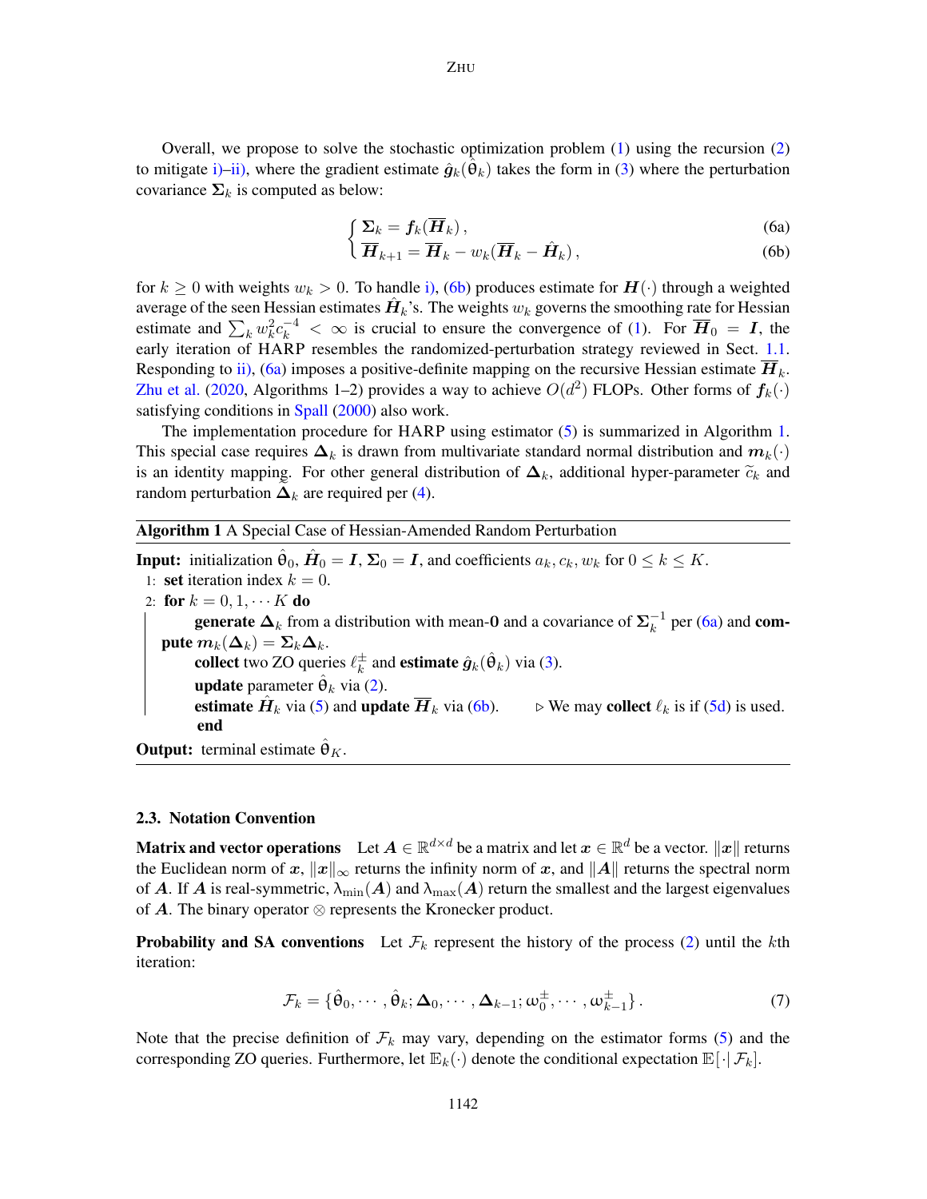Overall, we propose to solve the stochastic optimization problem (1) using the recursion (2) to mitigate i)–ii), where the gradient estimate $\hat{\boldsymbol{g}}_k(\hat{\theta}_k)$ takes the form in (3) where the perturbation covariance $\boldsymbol{\Sigma}_k$ is computed as below:

$$
\begin{cases} \boldsymbol{\Sigma}_k = \boldsymbol{f}_k(\overline{\boldsymbol{H}}_k)\,, & \text{(6a)} \\ \overline{\boldsymbol{H}}_{k+1} = \overline{\boldsymbol{H}}_k - w_k(\overline{\boldsymbol{H}}_k - \hat{\boldsymbol{H}}_k)\,, & \text{(6b)} \end{cases}
$$

for $k \geq 0$ with weights $w_k > 0$. To handle i), (6b) produces estimate for $\boldsymbol{H}(\cdot)$ through a weighted average of the seen Hessian estimates $\hat{\boldsymbol{H}}_k$'s. The weights $w_k$ governs the smoothing rate for Hessian estimate and $\sum_k w_k^2 c_k^{-4} < \infty$ is crucial to ensure the convergence of (1). For $\overline{\boldsymbol{H}}_0 = \boldsymbol{I}$, the early iteration of HARP resembles the randomized-perturbation strategy reviewed in Sect. 1.1. Responding to ii), (6a) imposes a positive-definite mapping on the recursive Hessian estimate $\overline{\boldsymbol{H}}_k$. Zhu et al. (2020, Algorithms 1–2) provides a way to achieve $O(d^2)$ FLOPs. Other forms of $\boldsymbol{f}_k(\cdot)$ satisfying conditions in Spall (2000) also work.

The implementation procedure for HARP using estimator (5) is summarized in Algorithm 1. This special case requires $\boldsymbol{\Delta}_k$ is drawn from multivariate standard normal distribution and $\boldsymbol{m}_k(\cdot)$ is an identity mapping. For other general distribution of $\boldsymbol{\Delta}_k$, additional hyper-parameter $\widetilde{c}_k$ and random perturbation $\widetilde{\boldsymbol{\Delta}}_k$ are required per (4).

---

**Algorithm 1** A Special Case of Hessian-Amended Random Perturbation

---

**Input:** initialization $\hat{\theta}_0$, $\hat{\boldsymbol{H}}_0 = \boldsymbol{I}$, $\boldsymbol{\Sigma}_0 = \boldsymbol{I}$, and coefficients $a_k, c_k, w_k$ for $0 \leq k \leq K$.

1: **set** iteration index $k = 0$.

2: **for** $k = 0, 1, \cdots K$ **do**

  **generate** $\boldsymbol{\Delta}_k$ from a distribution with mean-$\boldsymbol{0}$ and a covariance of $\boldsymbol{\Sigma}_k^{-1}$ per (6a) and **compute** $\boldsymbol{m}_k(\boldsymbol{\Delta}_k) = \boldsymbol{\Sigma}_k \boldsymbol{\Delta}_k$.

  **collect** two ZO queries $\ell_k^{\pm}$ and **estimate** $\hat{\boldsymbol{g}}_k(\hat{\theta}_k)$ via (3).

  **update** parameter $\hat{\theta}_k$ via (2).

  **estimate** $\hat{\boldsymbol{H}}_k$ via (5) and **update** $\overline{\boldsymbol{H}}_k$ via (6b).  ▷ We may **collect** $\ell_k$ is if (5d) is used.

  **end**

**Output:** terminal estimate $\hat{\theta}_K$.

---

### 2.3. Notation Convention

**Matrix and vector operations** Let $\boldsymbol{A} \in \mathbb{R}^{d \times d}$ be a matrix and let $\boldsymbol{x} \in \mathbb{R}^d$ be a vector. $\|\boldsymbol{x}\|$ returns the Euclidean norm of $\boldsymbol{x}$, $\|\boldsymbol{x}\|_\infty$ returns the infinity norm of $\boldsymbol{x}$, and $\|\boldsymbol{A}\|$ returns the spectral norm of $\boldsymbol{A}$. If $\boldsymbol{A}$ is real-symmetric, $\lambda_{\min}(\boldsymbol{A})$ and $\lambda_{\max}(\boldsymbol{A})$ return the smallest and the largest eigenvalues of $\boldsymbol{A}$. The binary operator $\otimes$ represents the Kronecker product.

**Probability and SA conventions** Let $\mathcal{F}_k$ represent the history of the process (2) until the $k$th iteration:

$$
\mathcal{F}_k = \{\hat{\theta}_0, \cdots, \hat{\theta}_k; \boldsymbol{\Delta}_0, \cdots, \boldsymbol{\Delta}_{k-1}; \omega_0^{\pm}, \cdots, \omega_{k-1}^{\pm}\}\,. \tag{7}
$$

Note that the precise definition of $\mathcal{F}_k$ may vary, depending on the estimator forms (5) and the corresponding ZO queries. Furthermore, let $\mathbb{E}_k(\cdot)$ denote the conditional expectation $\mathbb{E}[\cdot|\,\mathcal{F}_k]$.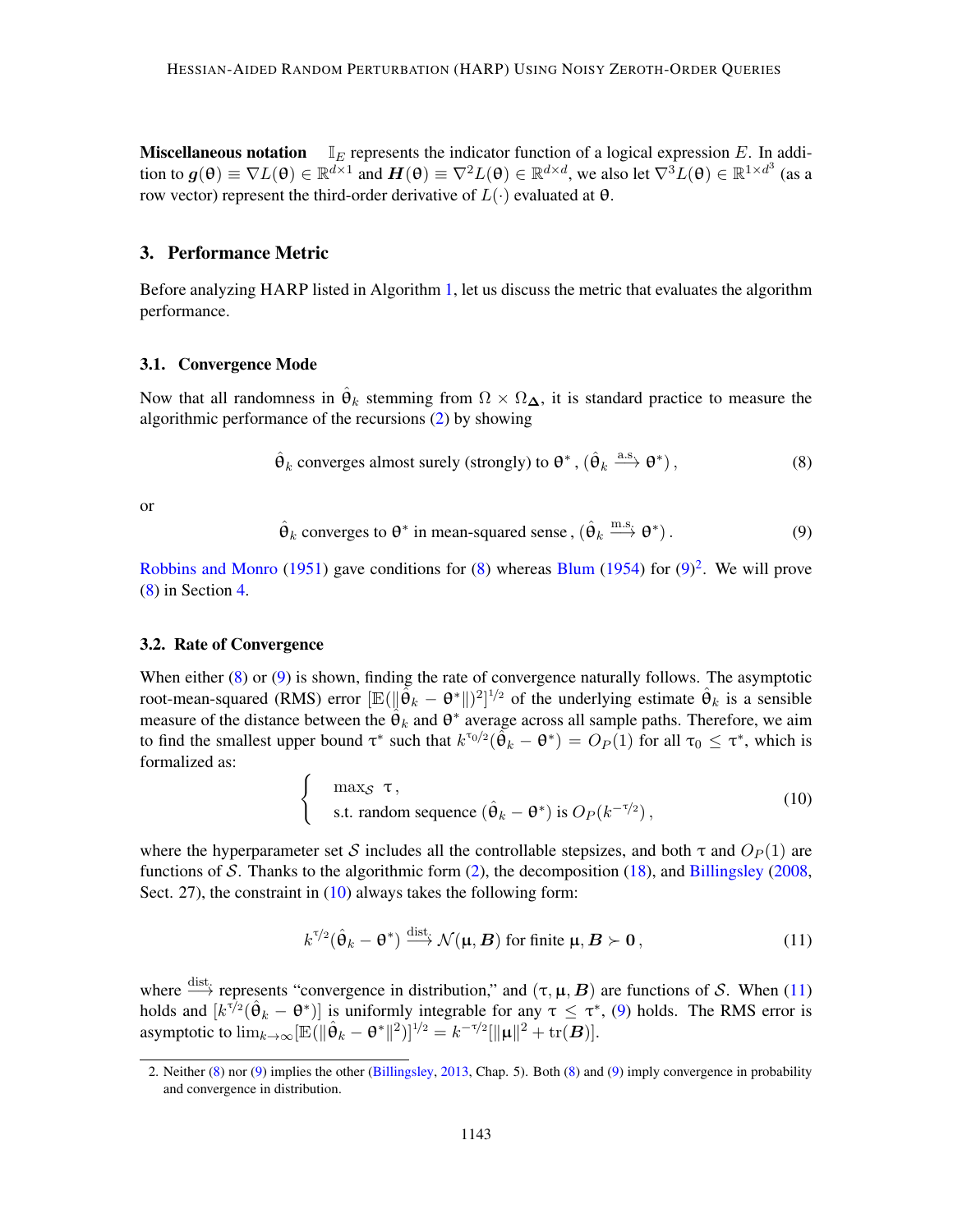**Miscellaneous notation** $\mathbb{I}_E$ represents the indicator function of a logical expression $E$. In addition to $\boldsymbol{g}(\boldsymbol{\theta}) \equiv \nabla L(\boldsymbol{\theta}) \in \mathbb{R}^{d\times 1}$ and $\boldsymbol{H}(\boldsymbol{\theta}) \equiv \nabla^2 L(\boldsymbol{\theta}) \in \mathbb{R}^{d\times d}$, we also let $\nabla^3 L(\boldsymbol{\theta}) \in \mathbb{R}^{1\times d^3}$ (as a row vector) represent the third-order derivative of $L(\cdot)$ evaluated at $\boldsymbol{\theta}$.

## 3. Performance Metric

Before analyzing HARP listed in Algorithm 1, let us discuss the metric that evaluates the algorithm performance.

### 3.1. Convergence Mode

Now that all randomness in $\hat{\boldsymbol{\theta}}_k$ stemming from $\Omega \times \Omega_{\boldsymbol{\Delta}}$, it is standard practice to measure the algorithmic performance of the recursions (2) by showing

$$\hat{\boldsymbol{\theta}}_k \text{ converges almost surely (strongly) to } \boldsymbol{\theta}^*, \, (\hat{\boldsymbol{\theta}}_k \xrightarrow{\text{a.s.}} \boldsymbol{\theta}^*), \tag{8}$$

or

$$\hat{\boldsymbol{\theta}}_k \text{ converges to } \boldsymbol{\theta}^* \text{ in mean-squared sense}, \, (\hat{\boldsymbol{\theta}}_k \xrightarrow{\text{m.s.}} \boldsymbol{\theta}^*). \tag{9}$$

Robbins and Monro (1951) gave conditions for (8) whereas Blum (1954) for (9)[2]. We will prove (8) in Section 4.

### 3.2. Rate of Convergence

When either (8) or (9) is shown, finding the rate of convergence naturally follows. The asymptotic root-mean-squared (RMS) error $[\mathbb{E}(\|\hat{\boldsymbol{\theta}}_k - \boldsymbol{\theta}^*\|)^2]^{1/2}$ of the underlying estimate $\hat{\boldsymbol{\theta}}_k$ is a sensible measure of the distance between the $\hat{\boldsymbol{\theta}}_k$ and $\boldsymbol{\theta}^*$ average across all sample paths. Therefore, we aim to find the smallest upper bound $\tau^*$ such that $k^{\tau_0/2}(\hat{\boldsymbol{\theta}}_k - \boldsymbol{\theta}^*) = O_P(1)$ for all $\tau_0 \leq \tau^*$, which is formalized as:

$$\begin{cases} \max_{\mathcal{S}} \ \tau, \\ \text{s.t. random sequence } (\hat{\boldsymbol{\theta}}_k - \boldsymbol{\theta}^*) \text{ is } O_P(k^{-\tau/2}), \end{cases} \tag{10}$$

where the hyperparameter set $\mathcal{S}$ includes all the controllable stepsizes, and both $\tau$ and $O_P(1)$ are functions of $\mathcal{S}$. Thanks to the algorithmic form (2), the decomposition (18), and Billingsley (2008, Sect. 27), the constraint in (10) always takes the following form:

$$k^{\tau/2}(\hat{\boldsymbol{\theta}}_k - \boldsymbol{\theta}^*) \xrightarrow{\text{dist.}} \mathcal{N}(\boldsymbol{\mu}, \boldsymbol{B}) \text{ for finite } \boldsymbol{\mu}, \boldsymbol{B} \succ \boldsymbol{0}, \tag{11}$$

where $\xrightarrow{\text{dist.}}$ represents "convergence in distribution," and $(\tau, \boldsymbol{\mu}, \boldsymbol{B})$ are functions of $\mathcal{S}$. When (11) holds and $[k^{\tau/2}(\hat{\boldsymbol{\theta}}_k - \boldsymbol{\theta}^*)]$ is uniformly integrable for any $\tau \leq \tau^*$, (9) holds. The RMS error is asymptotic to $\lim_{k\to\infty}[\mathbb{E}(\|\hat{\boldsymbol{\theta}}_k - \boldsymbol{\theta}^*\|^2)]^{1/2} = k^{-\tau/2}[\|\boldsymbol{\mu}\|^2 + \text{tr}(\boldsymbol{B})]$.

---

2. Neither (8) nor (9) implies the other (Billingsley, 2013, Chap. 5). Both (8) and (9) imply convergence in probability and convergence in distribution.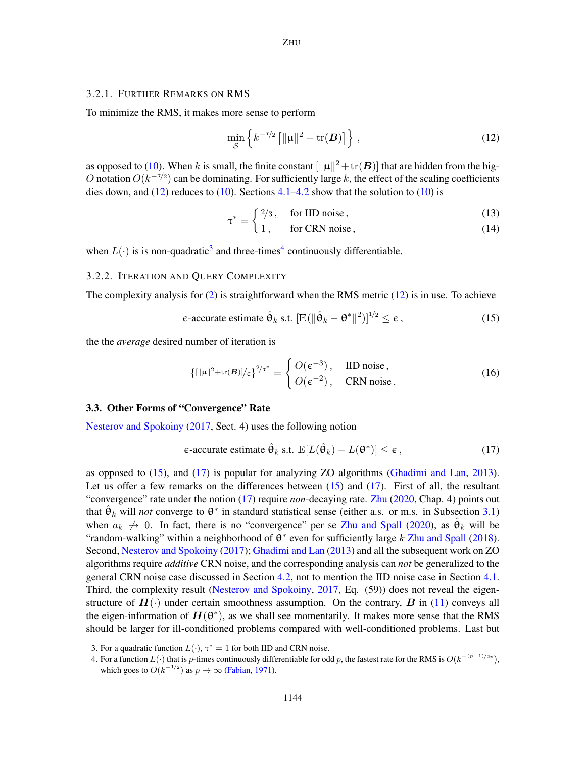### 3.2.1. Further Remarks on RMS

To minimize the RMS, it makes more sense to perform

$$\min_{\mathcal{S}} \left\{ k^{-\tau/2} \left[ \|\boldsymbol{\mu}\|^2 + \operatorname{tr}(\boldsymbol{B}) \right] \right\} , \tag{12}$$

as opposed to (10). When $k$ is small, the finite constant $[\|\boldsymbol{\mu}\|^2 + \operatorname{tr}(\boldsymbol{B})]$ that are hidden from the big-$O$ notation $O(k^{-\tau/2})$ can be dominating. For sufficiently large $k$, the effect of the scaling coefficients dies down, and (12) reduces to (10). Sections 4.1–4.2 show that the solution to (10) is

$$\tau^* = \begin{cases} 2/3 \,, & \text{for IID noise} \,, \quad (13) \\ 1 \,, & \text{for CRN noise} \,, \quad (14) \end{cases}$$

when $L(\cdot)$ is is non-quadratic[3] and three-times[4] continuously differentiable.

### 3.2.2. Iteration and Query Complexity

The complexity analysis for (2) is straightforward when the RMS metric (12) is in use. To achieve

$$\epsilon\text{-accurate estimate } \hat{\theta}_k \text{ s.t. } [\mathbb{E}(\|\hat{\theta}_k - \theta^*\|^2)]^{1/2} \leq \epsilon \,, \tag{15}$$

the the *average* desired number of iteration is

$$\left\{ {[\|\boldsymbol{\mu}\|^2 + \operatorname{tr}(\boldsymbol{B})]}/{\epsilon} \right\}^{2/\tau^*} = \begin{cases} O(\epsilon^{-3}) \,, & \text{IID noise} \,, \\ O(\epsilon^{-2}) \,, & \text{CRN noise} \,. \end{cases} \tag{16}$$

## 3.3. Other Forms of "Convergence" Rate

Nesterov and Spokoiny (2017, Sect. 4) uses the following notion

$$\epsilon\text{-accurate estimate } \hat{\theta}_k \text{ s.t. } \mathbb{E}[L(\hat{\theta}_k) - L(\theta^*)] \leq \epsilon \,, \tag{17}$$

as opposed to (15), and (17) is popular for analyzing ZO algorithms (Ghadimi and Lan, 2013). Let us offer a few remarks on the differences between (15) and (17). First of all, the resultant "convergence" rate under the notion (17) require *non*-decaying rate. Zhu (2020, Chap. 4) points out that $\hat{\theta}_k$ will *not* converge to $\theta^*$ in standard statistical sense (either a.s. or m.s. in Subsection 3.1) when $a_k \not\to 0$. In fact, there is no "convergence" per se Zhu and Spall (2020), as $\hat{\theta}_k$ will be "random-walking" within a neighborhood of $\theta^*$ even for sufficiently large $k$ Zhu and Spall (2018). Second, Nesterov and Spokoiny (2017); Ghadimi and Lan (2013) and all the subsequent work on ZO algorithms require *additive* CRN noise, and the corresponding analysis can *not* be generalized to the general CRN noise case discussed in Section 4.2, not to mention the IID noise case in Section 4.1. Third, the complexity result (Nesterov and Spokoiny, 2017, Eq. (59)) does not reveal the eigen-structure of $\boldsymbol{H}(\cdot)$ under certain smoothness assumption. On the contrary, $\boldsymbol{B}$ in (11) conveys all the eigen-information of $\boldsymbol{H}(\theta^*)$, as we shall see momentarily. It makes more sense that the RMS should be larger for ill-conditioned problems compared with well-conditioned problems. Last but

---

3. For a quadratic function $L(\cdot)$, $\tau^* = 1$ for both IID and CRN noise.

4. For a function $L(\cdot)$ that is $p$-times continuously differentiable for odd $p$, the fastest rate for the RMS is $O(k^{-(p-1)/2p})$, which goes to $O(k^{-1/2})$ as $p \to \infty$ (Fabian, 1971).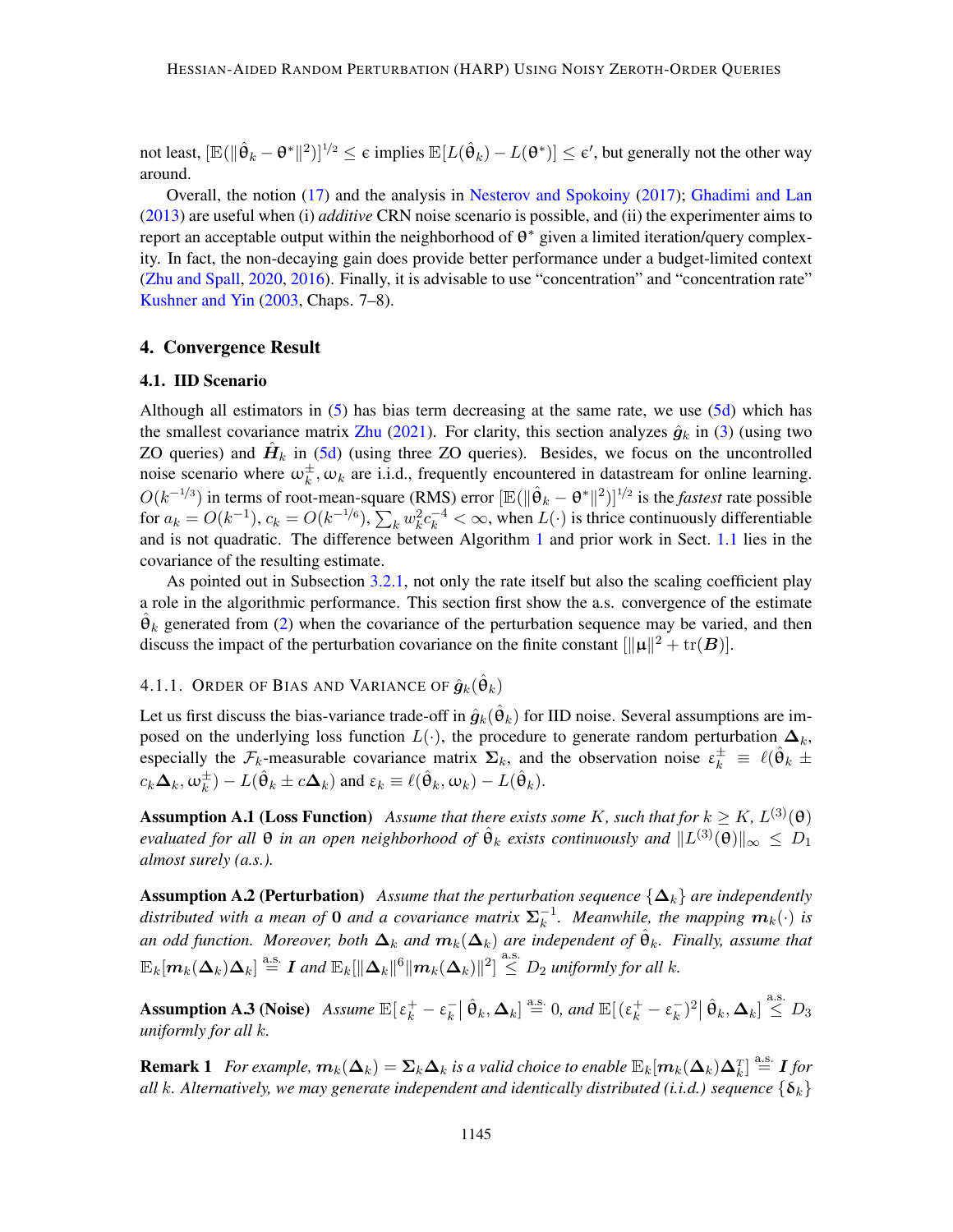not least, $[\mathbb{E}(\|\hat{\theta}_k - \theta^*\|^2)]^{1/2} \le \epsilon$ implies $\mathbb{E}[L(\hat{\theta}_k) - L(\theta^*)] \le \epsilon'$, but generally not the other way around.

Overall, the notion (17) and the analysis in Nesterov and Spokoiny (2017); Ghadimi and Lan (2013) are useful when (i) *additive* CRN noise scenario is possible, and (ii) the experimenter aims to report an acceptable output within the neighborhood of $\theta^*$ given a limited iteration/query complexity. In fact, the non-decaying gain does provide better performance under a budget-limited context (Zhu and Spall, 2020, 2016). Finally, it is advisable to use "concentration" and "concentration rate" Kushner and Yin (2003, Chaps. 7–8).

## 4. Convergence Result

### 4.1. IID Scenario

Although all estimators in (5) has bias term decreasing at the same rate, we use (5d) which has the smallest covariance matrix Zhu (2021). For clarity, this section analyzes $\hat{\boldsymbol{g}}_k$ in (3) (using two ZO queries) and $\hat{\boldsymbol{H}}_k$ in (5d) (using three ZO queries). Besides, we focus on the uncontrolled noise scenario where $\omega_k^{\pm}, \omega_k$ are i.i.d., frequently encountered in datastream for online learning. $O(k^{-1/3})$ in terms of root-mean-square (RMS) error $[\mathbb{E}(\|\hat{\theta}_k - \theta^*\|^2)]^{1/2}$ is the *fastest* rate possible for $a_k = O(k^{-1})$, $c_k = O(k^{-1/6})$, $\sum_k w_k^2 c_k^{-4} < \infty$, when $L(\cdot)$ is thrice continuously differentiable and is not quadratic. The difference between Algorithm 1 and prior work in Sect. 1.1 lies in the covariance of the resulting estimate.

As pointed out in Subsection 3.2.1, not only the rate itself but also the scaling coefficient play a role in the algorithmic performance. This section first show the a.s. convergence of the estimate $\hat{\theta}_k$ generated from (2) when the covariance of the perturbation sequence may be varied, and then discuss the impact of the perturbation covariance on the finite constant $[\|\mu\|^2 + \mathrm{tr}(\boldsymbol{B})]$.

#### 4.1.1. Order of Bias and Variance of $\hat{\boldsymbol{g}}_k(\hat{\theta}_k)$

Let us first discuss the bias-variance trade-off in $\hat{\boldsymbol{g}}_k(\hat{\theta}_k)$ for IID noise. Several assumptions are imposed on the underlying loss function $L(\cdot)$, the procedure to generate random perturbation $\boldsymbol{\Delta}_k$, especially the $\mathcal{F}_k$-measurable covariance matrix $\boldsymbol{\Sigma}_k$, and the observation noise $\varepsilon_k^{\pm} \equiv \ell(\hat{\theta}_k \pm c_k\boldsymbol{\Delta}_k, \omega_k^{\pm}) - L(\hat{\theta}_k \pm c\boldsymbol{\Delta}_k)$ and $\varepsilon_k \equiv \ell(\hat{\theta}_k, \omega_k) - L(\hat{\theta}_k)$.

**Assumption A.1 (Loss Function)** *Assume that there exists some $K$, such that for $k \ge K$, $L^{(3)}(\theta)$ evaluated for all $\theta$ in an open neighborhood of $\hat{\theta}_k$ exists continuously and $\|L^{(3)}(\theta)\|_\infty \le D_1$ almost surely (a.s.).*

**Assumption A.2 (Perturbation)** *Assume that the perturbation sequence $\{\boldsymbol{\Delta}_k\}$ are independently distributed with a mean of $\boldsymbol{0}$ and a covariance matrix $\boldsymbol{\Sigma}_k^{-1}$. Meanwhile, the mapping $\boldsymbol{m}_k(\cdot)$ is an odd function. Moreover, both $\boldsymbol{\Delta}_k$ and $\boldsymbol{m}_k(\boldsymbol{\Delta}_k)$ are independent of $\hat{\theta}_k$. Finally, assume that $\mathbb{E}_k[\boldsymbol{m}_k(\boldsymbol{\Delta}_k)\boldsymbol{\Delta}_k] \overset{\text{a.s.}}{=} \boldsymbol{I}$ and $\mathbb{E}_k[\|\boldsymbol{\Delta}_k\|^6\|\boldsymbol{m}_k(\boldsymbol{\Delta}_k)\|^2] \overset{\text{a.s.}}{\le} D_2$ uniformly for all $k$.*

**Assumption A.3 (Noise)** *Assume $\mathbb{E}[\varepsilon_k^+ - \varepsilon_k^- \,|\, \hat{\theta}_k, \boldsymbol{\Delta}_k] \overset{\text{a.s.}}{=} 0$, and $\mathbb{E}[(\varepsilon_k^+ - \varepsilon_k^-)^2 \,|\, \hat{\theta}_k, \boldsymbol{\Delta}_k] \overset{\text{a.s.}}{\le} D_3$ uniformly for all $k$.*

**Remark 1** *For example, $\boldsymbol{m}_k(\boldsymbol{\Delta}_k) = \boldsymbol{\Sigma}_k\boldsymbol{\Delta}_k$ is a valid choice to enable $\mathbb{E}_k[\boldsymbol{m}_k(\boldsymbol{\Delta}_k)\boldsymbol{\Delta}_k^T] \overset{\text{a.s.}}{=} \boldsymbol{I}$ for all $k$. Alternatively, we may generate independent and identically distributed (i.i.d.) sequence $\{\delta_k\}$*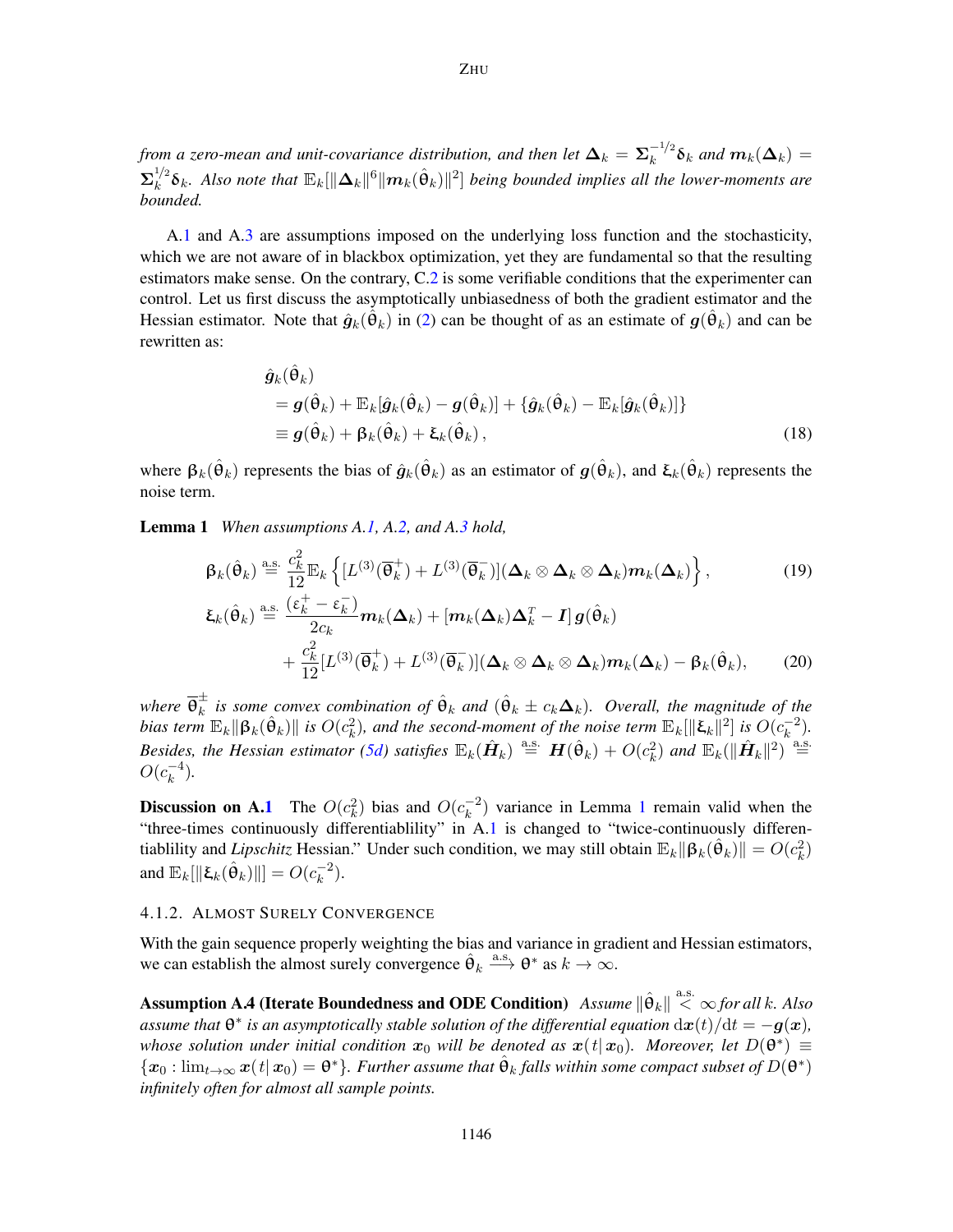*from a zero-mean and unit-covariance distribution, and then let $\boldsymbol{\Delta}_k = \boldsymbol{\Sigma}_k^{-1/2}\boldsymbol{\delta}_k$ and $\boldsymbol{m}_k(\boldsymbol{\Delta}_k) = \boldsymbol{\Sigma}_k^{1/2}\boldsymbol{\delta}_k$. Also note that $\mathbb{E}_k[\|\boldsymbol{\Delta}_k\|^6\|\boldsymbol{m}_k(\hat{\boldsymbol{\theta}}_k)\|^2]$ being bounded implies all the lower-moments are bounded.*

A.1 and A.3 are assumptions imposed on the underlying loss function and the stochasticity, which we are not aware of in blackbox optimization, yet they are fundamental so that the resulting estimators make sense. On the contrary, C.2 is some verifiable conditions that the experimenter can control. Let us first discuss the asymptotically unbiasedness of both the gradient estimator and the Hessian estimator. Note that $\hat{\boldsymbol{g}}_k(\hat{\boldsymbol{\theta}}_k)$ in (2) can be thought of as an estimate of $\boldsymbol{g}(\hat{\boldsymbol{\theta}}_k)$ and can be rewritten as:

$$
\begin{aligned}
&\hat{\boldsymbol{g}}_k(\hat{\boldsymbol{\theta}}_k) \\
&= \boldsymbol{g}(\hat{\boldsymbol{\theta}}_k) + \mathbb{E}_k[\hat{\boldsymbol{g}}_k(\hat{\boldsymbol{\theta}}_k) - \boldsymbol{g}(\hat{\boldsymbol{\theta}}_k)] + \{\hat{\boldsymbol{g}}_k(\hat{\boldsymbol{\theta}}_k) - \mathbb{E}_k[\hat{\boldsymbol{g}}_k(\hat{\boldsymbol{\theta}}_k)]\} \\
&\equiv \boldsymbol{g}(\hat{\boldsymbol{\theta}}_k) + \boldsymbol{\beta}_k(\hat{\boldsymbol{\theta}}_k) + \boldsymbol{\xi}_k(\hat{\boldsymbol{\theta}}_k)\,,
\end{aligned}
\tag{18}
$$

where $\boldsymbol{\beta}_k(\hat{\boldsymbol{\theta}}_k)$ represents the bias of $\hat{\boldsymbol{g}}_k(\hat{\boldsymbol{\theta}}_k)$ as an estimator of $\boldsymbol{g}(\hat{\boldsymbol{\theta}}_k)$, and $\boldsymbol{\xi}_k(\hat{\boldsymbol{\theta}}_k)$ represents the noise term.

**Lemma 1** *When assumptions A.1, A.2, and A.3 hold,*

$$
\boldsymbol{\beta}_k(\hat{\boldsymbol{\theta}}_k) \overset{\text{a.s.}}{=} \frac{c_k^2}{12}\mathbb{E}_k\left\{[L^{(3)}(\overline{\boldsymbol{\theta}}_k^+) + L^{(3)}(\overline{\boldsymbol{\theta}}_k^-)](\boldsymbol{\Delta}_k\otimes\boldsymbol{\Delta}_k\otimes\boldsymbol{\Delta}_k)\boldsymbol{m}_k(\boldsymbol{\Delta}_k)\right\}, \tag{19}
$$

$$
\begin{aligned}
\boldsymbol{\xi}_k(\hat{\boldsymbol{\theta}}_k) \overset{\text{a.s.}}{=}\ & \frac{(\varepsilon_k^+ - \varepsilon_k^-)}{2c_k}\boldsymbol{m}_k(\boldsymbol{\Delta}_k) + [\boldsymbol{m}_k(\boldsymbol{\Delta}_k)\boldsymbol{\Delta}_k^T - \boldsymbol{I}]\,\boldsymbol{g}(\hat{\boldsymbol{\theta}}_k) \\
&+ \frac{c_k^2}{12}[L^{(3)}(\overline{\boldsymbol{\theta}}_k^+) + L^{(3)}(\overline{\boldsymbol{\theta}}_k^-)](\boldsymbol{\Delta}_k\otimes\boldsymbol{\Delta}_k\otimes\boldsymbol{\Delta}_k)\boldsymbol{m}_k(\boldsymbol{\Delta}_k) - \boldsymbol{\beta}_k(\hat{\boldsymbol{\theta}}_k),
\end{aligned}
\tag{20}
$$

*where $\overline{\boldsymbol{\theta}}_k^\pm$ is some convex combination of $\hat{\boldsymbol{\theta}}_k$ and $(\hat{\boldsymbol{\theta}}_k \pm c_k\boldsymbol{\Delta}_k)$. Overall, the magnitude of the bias term $\mathbb{E}_k\|\boldsymbol{\beta}_k(\hat{\boldsymbol{\theta}}_k)\|$ is $O(c_k^2)$, and the second-moment of the noise term $\mathbb{E}_k[\|\boldsymbol{\xi}_k\|^2]$ is $O(c_k^{-2})$. Besides, the Hessian estimator (5d) satisfies $\mathbb{E}_k(\hat{\boldsymbol{H}}_k) \overset{\text{a.s.}}{=} \boldsymbol{H}(\hat{\boldsymbol{\theta}}_k) + O(c_k^2)$ and $\mathbb{E}_k(\|\hat{\boldsymbol{H}}_k\|^2) \overset{\text{a.s.}}{=} O(c_k^{-4})$.*

**Discussion on A.1** The $O(c_k^2)$ bias and $O(c_k^{-2})$ variance in Lemma 1 remain valid when the "three-times continuously differentiablility" in A.1 is changed to "twice-continuously differentiablility and *Lipschitz* Hessian." Under such condition, we may still obtain $\mathbb{E}_k\|\boldsymbol{\beta}_k(\hat{\boldsymbol{\theta}}_k)\| = O(c_k^2)$ and $\mathbb{E}_k[\|\boldsymbol{\xi}_k(\hat{\boldsymbol{\theta}}_k)\|] = O(c_k^{-2})$.

### 4.1.2. Almost Surely Convergence

With the gain sequence properly weighting the bias and variance in gradient and Hessian estimators, we can establish the almost surely convergence $\hat{\boldsymbol{\theta}}_k \xrightarrow{\text{a.s.}} \boldsymbol{\theta}^*$ as $k\to\infty$.

**Assumption A.4 (Iterate Boundedness and ODE Condition)** *Assume $\|\hat{\boldsymbol{\theta}}_k\| \overset{\text{a.s.}}{<} \infty$ for all $k$. Also assume that $\boldsymbol{\theta}^*$ is an asymptotically stable solution of the differential equation $\mathrm{d}\boldsymbol{x}(t)/\mathrm{d}t = -\boldsymbol{g}(\boldsymbol{x})$, whose solution under initial condition $\boldsymbol{x}_0$ will be denoted as $\boldsymbol{x}(t|\,\boldsymbol{x}_0)$. Moreover, let $D(\boldsymbol{\theta}^*) \equiv \{\boldsymbol{x}_0 : \lim_{t\to\infty}\boldsymbol{x}(t|\,\boldsymbol{x}_0) = \boldsymbol{\theta}^*\}$. Further assume that $\hat{\boldsymbol{\theta}}_k$ falls within some compact subset of $D(\boldsymbol{\theta}^*)$ infinitely often for almost all sample points.*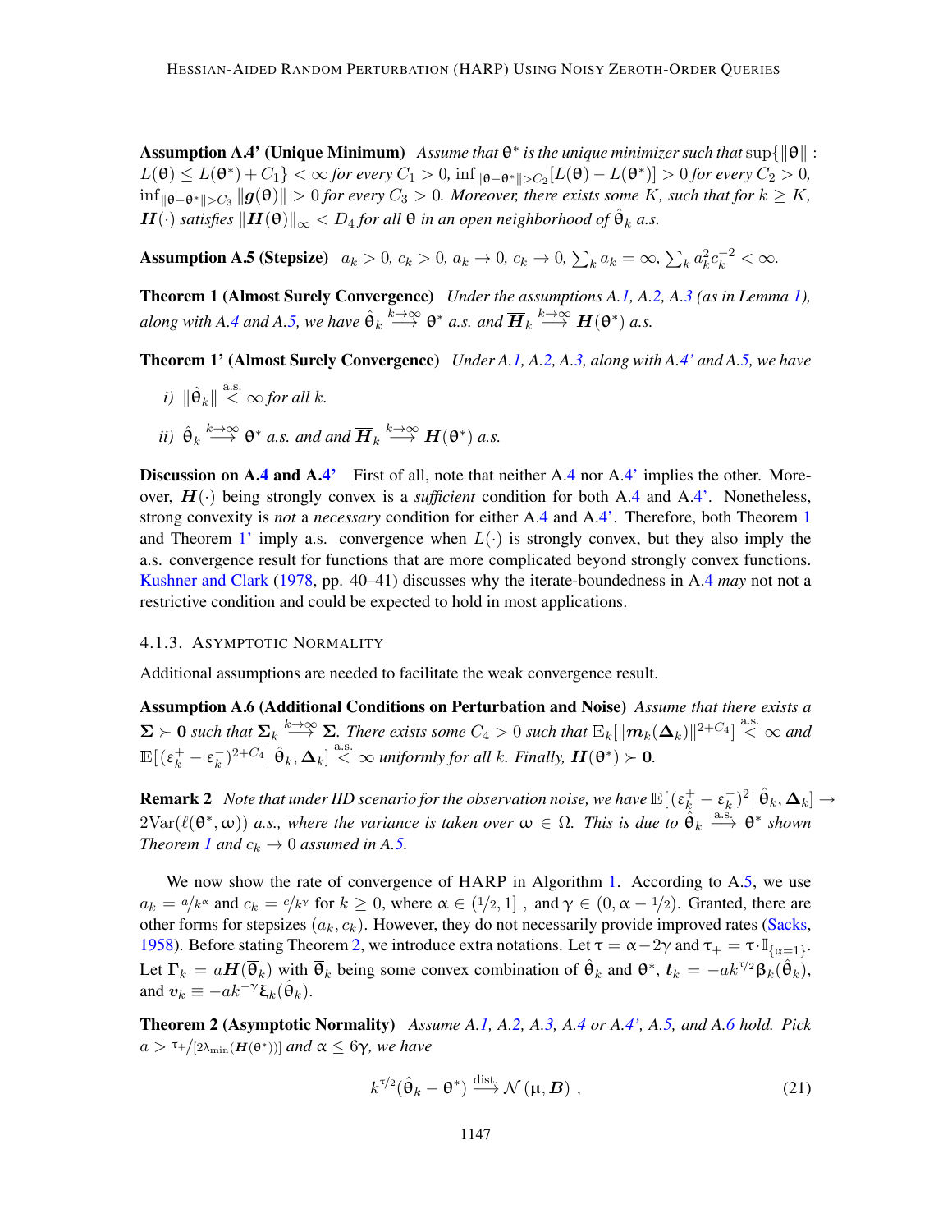**Assumption A.4' (Unique Minimum)** *Assume that $\theta^*$ is the unique minimizer such that* $\sup\{\|\theta\| : L(\theta) \leq L(\theta^*) + C_1\} < \infty$ *for every* $C_1 > 0$, $\inf_{\|\theta-\theta^*\|>C_2}[L(\theta) - L(\theta^*)] > 0$ *for every* $C_2 > 0$, $\inf_{\|\theta-\theta^*\|>C_3} \|\boldsymbol{g}(\theta)\| > 0$ *for every* $C_3 > 0$. *Moreover, there exists some* $K$, *such that for* $k \geq K$, $\boldsymbol{H}(\cdot)$ *satisfies* $\|\boldsymbol{H}(\theta)\|_\infty < D_4$ *for all* $\theta$ *in an open neighborhood of* $\hat{\theta}_k$ *a.s.*

**Assumption A.5 (Stepsize)** $a_k > 0$, $c_k > 0$, $a_k \to 0$, $c_k \to 0$, $\sum_k a_k = \infty$, $\sum_k a_k^2 c_k^{-2} < \infty$.

**Theorem 1 (Almost Surely Convergence)** *Under the assumptions A.1, A.2, A.3 (as in Lemma 1), along with A.4 and A.5, we have* $\hat{\theta}_k \overset{k\to\infty}{\longrightarrow} \theta^*$ *a.s. and* $\overline{\boldsymbol{H}}_k \overset{k\to\infty}{\longrightarrow} \boldsymbol{H}(\theta^*)$ *a.s.*

**Theorem 1' (Almost Surely Convergence)** *Under A.1, A.2, A.3, along with A.4' and A.5, we have*

*i)* $\|\hat{\theta}_k\| \overset{\text{a.s.}}{<} \infty$ *for all* $k$.

*ii)* $\hat{\theta}_k \overset{k\to\infty}{\longrightarrow} \theta^*$ *a.s. and and* $\overline{\boldsymbol{H}}_k \overset{k\to\infty}{\longrightarrow} \boldsymbol{H}(\theta^*)$ *a.s.*

**Discussion on A.4 and A.4'** First of all, note that neither A.4 nor A.4' implies the other. Moreover, $\boldsymbol{H}(\cdot)$ being strongly convex is a *sufficient* condition for both A.4 and A.4'. Nonetheless, strong convexity is *not* a *necessary* condition for either A.4 and A.4'. Therefore, both Theorem 1 and Theorem 1' imply a.s. convergence when $L(\cdot)$ is strongly convex, but they also imply the a.s. convergence result for functions that are more complicated beyond strongly convex functions. Kushner and Clark (1978, pp. 40–41) discusses why the iterate-boundedness in A.4 *may* not not a restrictive condition and could be expected to hold in most applications.

#### 4.1.3. Asymptotic Normality

Additional assumptions are needed to facilitate the weak convergence result.

**Assumption A.6 (Additional Conditions on Perturbation and Noise)** *Assume that there exists a* $\boldsymbol{\Sigma} \succ \boldsymbol{0}$ *such that* $\boldsymbol{\Sigma}_k \overset{k\to\infty}{\longrightarrow} \boldsymbol{\Sigma}$. *There exists some* $C_4 > 0$ *such that* $\mathbb{E}_k[\|\boldsymbol{m}_k(\boldsymbol{\Delta}_k)\|^{2+C_4}] \overset{\text{a.s.}}{<} \infty$ *and* $\mathbb{E}[(\varepsilon_k^+ - \varepsilon_k^-)^{2+C_4} | \hat{\theta}_k, \boldsymbol{\Delta}_k] \overset{\text{a.s.}}{<} \infty$ *uniformly for all* $k$. *Finally,* $\boldsymbol{H}(\theta^*) \succ \boldsymbol{0}$.

**Remark 2** *Note that under IID scenario for the observation noise, we have* $\mathbb{E}[(\varepsilon_k^+ - \varepsilon_k^-)^2 | \hat{\theta}_k, \boldsymbol{\Delta}_k] \to 2\mathrm{Var}(\ell(\theta^*, \omega))$ *a.s., where the variance is taken over* $\omega \in \Omega$. *This is due to* $\hat{\theta}_k \overset{\text{a.s.}}{\longrightarrow} \theta^*$ *shown Theorem 1 and* $c_k \to 0$ *assumed in A.5.*

We now show the rate of convergence of HARP in Algorithm 1. According to A.5, we use $a_k = a/k^\alpha$ and $c_k = c/k^\gamma$ for $k \geq 0$, where $\alpha \in (1/2, 1]$ , and $\gamma \in (0, \alpha - 1/2)$. Granted, there are other forms for stepsizes $(a_k, c_k)$. However, they do not necessarily provide improved rates (Sacks, 1958). Before stating Theorem 2, we introduce extra notations. Let $\tau = \alpha - 2\gamma$ and $\tau_+ = \tau \cdot \mathbb{I}_{\{\alpha=1\}}$. Let $\boldsymbol{\Gamma}_k = a\boldsymbol{H}(\overline{\theta}_k)$ with $\overline{\theta}_k$ being some convex combination of $\hat{\theta}_k$ and $\theta^*$, $\boldsymbol{t}_k = -ak^{\tau/2}\boldsymbol{\beta}_k(\hat{\theta}_k)$, and $\boldsymbol{v}_k \equiv -ak^{-\gamma}\boldsymbol{\xi}_k(\hat{\theta}_k)$.

**Theorem 2 (Asymptotic Normality)** *Assume A.1, A.2, A.3, A.4 or A.4', A.5, and A.6 hold. Pick* $a > \tau_+/[2\lambda_{\min}(\boldsymbol{H}(\theta^*))]$ *and* $\alpha \leq 6\gamma$, *we have*

$$k^{\tau/2}(\hat{\theta}_k - \theta^*) \overset{\text{dist.}}{\longrightarrow} \mathcal{N}(\boldsymbol{\mu}, \boldsymbol{B}) \ , \tag{21}$$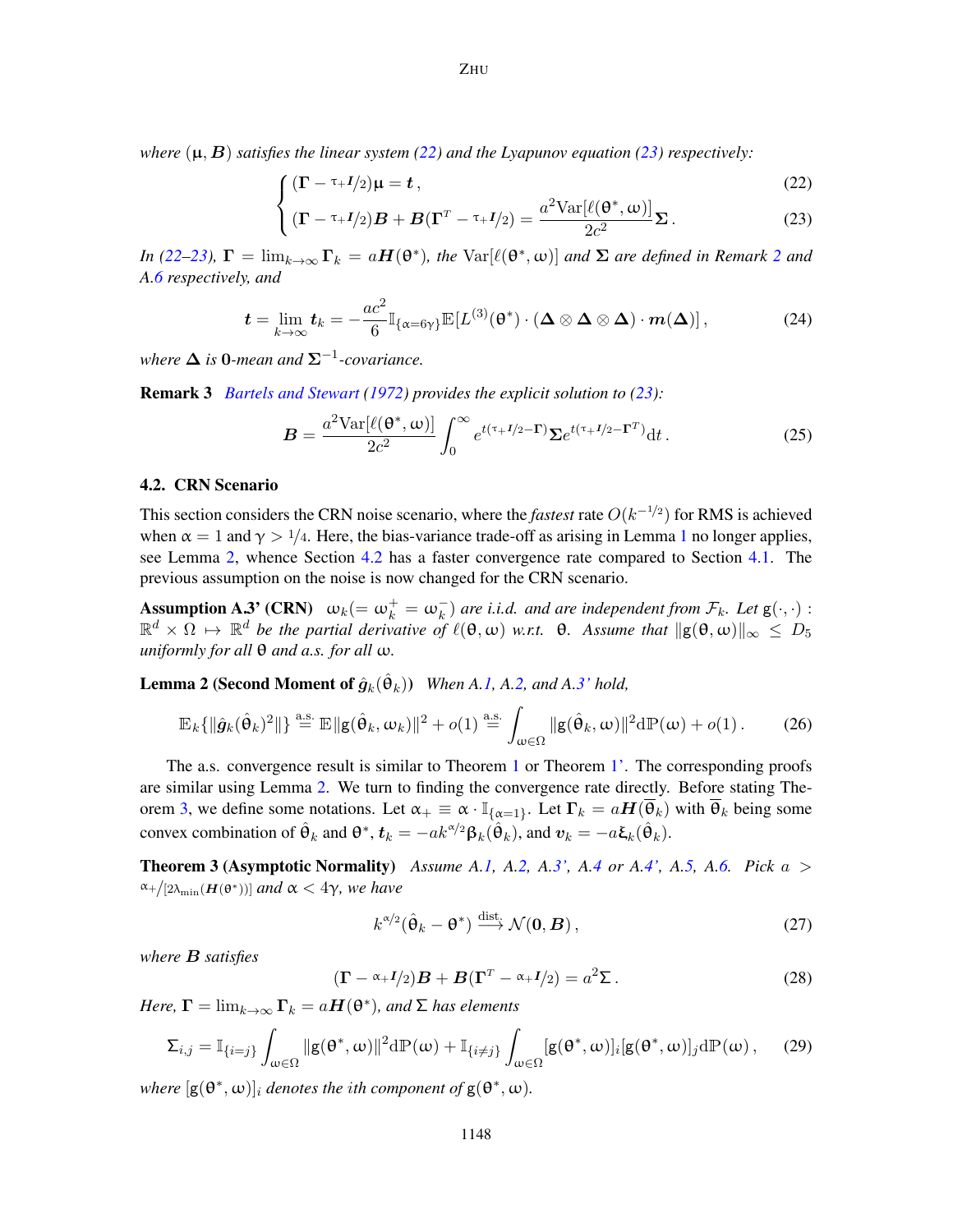*where* $(\mu, \boldsymbol{B})$ *satisfies the linear system (22) and the Lyapunov equation (23) respectively:*

$$
\begin{cases}
(\boldsymbol{\Gamma} - {}^{\tau_+ \boldsymbol{I}}/_2)\mu = \boldsymbol{t}\,, & (22)\\[4pt]
(\boldsymbol{\Gamma} - {}^{\tau_+ \boldsymbol{I}}/_2)\boldsymbol{B} + \boldsymbol{B}(\boldsymbol{\Gamma}^T - {}^{\tau_+ \boldsymbol{I}}/_2) = \dfrac{a^2 \mathrm{Var}[\ell(\theta^*, \omega)]}{2c^2}\boldsymbol{\Sigma}\,. & (23)
\end{cases}
$$

*In (22–23),* $\boldsymbol{\Gamma} = \lim_{k\to\infty} \boldsymbol{\Gamma}_k = a\boldsymbol{H}(\theta^*)$*, the* $\mathrm{Var}[\ell(\theta^*, \omega)]$ *and* $\boldsymbol{\Sigma}$ *are defined in Remark 2 and A.6 respectively, and*

$$
\boldsymbol{t} = \lim_{k\to\infty} \boldsymbol{t}_k = -\frac{ac^2}{6}\mathbb{I}_{\{\alpha=6\gamma\}}\mathbb{E}[L^{(3)}(\theta^*) \cdot (\boldsymbol{\Delta} \otimes \boldsymbol{\Delta} \otimes \boldsymbol{\Delta}) \cdot \boldsymbol{m}(\boldsymbol{\Delta})]\,, \tag{24}
$$

*where* $\boldsymbol{\Delta}$ *is* $\boldsymbol{0}$*-mean and* $\boldsymbol{\Sigma}^{-1}$*-covariance.*

**Remark 3** *Bartels and Stewart (1972) provides the explicit solution to (23):*

$$
\boldsymbol{B} = \frac{a^2 \mathrm{Var}[\ell(\theta^*, \omega)]}{2c^2}\int_0^\infty e^{t(\tau_+ \boldsymbol{I}/2 - \boldsymbol{\Gamma})}\boldsymbol{\Sigma} e^{t(\tau_+ \boldsymbol{I}/2 - \boldsymbol{\Gamma}^T)}\mathrm{d}t\,. \tag{25}
$$

### 4.2. CRN Scenario

This section considers the CRN noise scenario, where the *fastest* rate $O(k^{-1/2})$ for RMS is achieved when $\alpha = 1$ and $\gamma > 1/4$. Here, the bias-variance trade-off as arising in Lemma 1 no longer applies, see Lemma 2, whence Section 4.2 has a faster convergence rate compared to Section 4.1. The previous assumption on the noise is now changed for the CRN scenario.

**Assumption A.3' (CRN)** $\omega_k (= \omega_k^+ = \omega_k^-)$ *are i.i.d. and are independent from* $\mathcal{F}_k$*. Let* $\mathrm{g}(\cdot, \cdot) : \mathbb{R}^d \times \Omega \mapsto \mathbb{R}^d$ *be the partial derivative of* $\ell(\theta, \omega)$ *w.r.t.* $\theta$*. Assume that* $\|\mathrm{g}(\theta, \omega)\|_\infty \le D_5$ *uniformly for all* $\theta$ *and a.s. for all* $\omega$*.*

**Lemma 2 (Second Moment of $\hat{\boldsymbol{g}}_k(\hat{\theta}_k)$)** *When A.1, A.2, and A.3' hold,*

$$
\mathbb{E}_k\{\|\hat{\boldsymbol{g}}_k(\hat{\theta}_k)^2\|\} \overset{\text{a.s.}}{=} \mathbb{E}\|\mathrm{g}(\hat{\theta}_k, \omega_k)\|^2 + o(1) \overset{\text{a.s.}}{=} \int_{\omega\in\Omega} \|\mathrm{g}(\hat{\theta}_k, \omega)\|^2 \mathrm{d}\mathbb{P}(\omega) + o(1)\,. \tag{26}
$$

The a.s. convergence result is similar to Theorem 1 or Theorem 1'. The corresponding proofs are similar using Lemma 2. We turn to finding the convergence rate directly. Before stating Theorem 3, we define some notations. Let $\alpha_+ \equiv \alpha \cdot \mathbb{I}_{\{\alpha=1\}}$. Let $\boldsymbol{\Gamma}_k = a\boldsymbol{H}(\overline{\theta}_k)$ with $\overline{\theta}_k$ being some convex combination of $\hat{\theta}_k$ and $\theta^*$, $\boldsymbol{t}_k = -ak^{\alpha/2}\beta_k(\hat{\theta}_k)$, and $\boldsymbol{v}_k = -a\xi_k(\hat{\theta}_k)$.

**Theorem 3 (Asymptotic Normality)** *Assume A.1, A.2, A.3', A.4 or A.4', A.5, A.6. Pick* $a > {}^{\alpha_+}/_{[2\lambda_{\min}(\boldsymbol{H}(\theta^*))]}$ *and* $\alpha < 4\gamma$*, we have*

$$
k^{\alpha/2}(\hat{\theta}_k - \theta^*) \overset{\text{dist.}}{\longrightarrow} \mathcal{N}(\boldsymbol{0}, \boldsymbol{B})\,, \tag{27}
$$

*where* $\boldsymbol{B}$ *satisfies*

$$
(\boldsymbol{\Gamma} - {}^{\alpha_+ \boldsymbol{I}}/_2)\boldsymbol{B} + \boldsymbol{B}(\boldsymbol{\Gamma}^T - {}^{\alpha_+ \boldsymbol{I}}/_2) = a^2\Sigma\,. \tag{28}
$$

*Here,* $\boldsymbol{\Gamma} = \lim_{k\to\infty}\boldsymbol{\Gamma}_k = a\boldsymbol{H}(\theta^*)$*, and* $\Sigma$ *has elements*

$$
\Sigma_{i,j} = \mathbb{I}_{\{i=j\}}\int_{\omega\in\Omega}\|\mathrm{g}(\theta^*, \omega)\|^2 \mathrm{d}\mathbb{P}(\omega) + \mathbb{I}_{\{i\neq j\}}\int_{\omega\in\Omega}[\mathrm{g}(\theta^*, \omega)]_i[\mathrm{g}(\theta^*, \omega)]_j \mathrm{d}\mathbb{P}(\omega)\,, \tag{29}
$$

*where* $[\mathrm{g}(\theta^*, \omega)]_i$ *denotes the ith component of* $\mathrm{g}(\theta^*, \omega)$*.*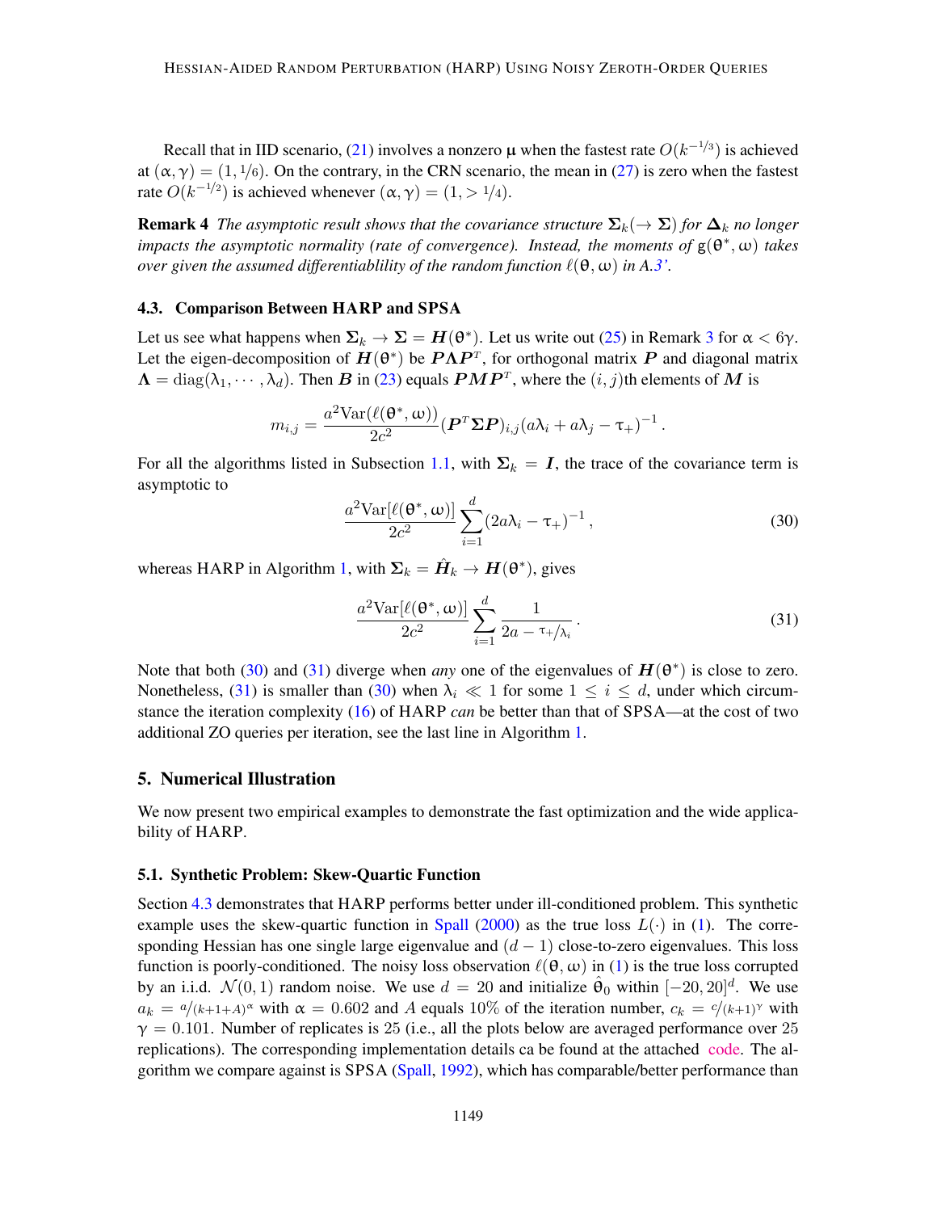Recall that in IID scenario, (21) involves a nonzero $\mu$ when the fastest rate $O(k^{-1/3})$ is achieved at $(\alpha, \gamma) = (1, 1/6)$. On the contrary, in the CRN scenario, the mean in (27) is zero when the fastest rate $O(k^{-1/2})$ is achieved whenever $(\alpha, \gamma) = (1, > 1/4)$.

**Remark 4** *The asymptotic result shows that the covariance structure $\boldsymbol{\Sigma}_k (\to \boldsymbol{\Sigma})$ for $\boldsymbol{\Delta}_k$ no longer impacts the asymptotic normality (rate of convergence). Instead, the moments of $\mathsf{g}(\theta^*, \omega)$ takes over given the assumed differentiablility of the random function $\ell(\theta, \omega)$ in A.3'.*

### 4.3. Comparison Between HARP and SPSA

Let us see what happens when $\boldsymbol{\Sigma}_k \to \boldsymbol{\Sigma} = \boldsymbol{H}(\theta^*)$. Let us write out (25) in Remark 3 for $\alpha < 6\gamma$. Let the eigen-decomposition of $\boldsymbol{H}(\theta^*)$ be $\boldsymbol{P}\boldsymbol{\Lambda}\boldsymbol{P}^T$, for orthogonal matrix $\boldsymbol{P}$ and diagonal matrix $\boldsymbol{\Lambda} = \text{diag}(\lambda_1, \cdots, \lambda_d)$. Then $\boldsymbol{B}$ in (23) equals $\boldsymbol{P}\boldsymbol{M}\boldsymbol{P}^T$, where the $(i, j)$th elements of $\boldsymbol{M}$ is

$$m_{i,j} = \frac{a^2 \text{Var}(\ell(\theta^*, \omega))}{2c^2} (\boldsymbol{P}^T \boldsymbol{\Sigma} \boldsymbol{P})_{i,j} (a\lambda_i + a\lambda_j - \tau_+)^{-1} .$$

For all the algorithms listed in Subsection 1.1, with $\boldsymbol{\Sigma}_k = \boldsymbol{I}$, the trace of the covariance term is asymptotic to

$$\frac{a^2 \text{Var}[\ell(\theta^*, \omega)]}{2c^2} \sum_{i=1}^{d} (2a\lambda_i - \tau_+)^{-1} , \tag{30}$$

whereas HARP in Algorithm 1, with $\boldsymbol{\Sigma}_k = \hat{\boldsymbol{H}}_k \to \boldsymbol{H}(\theta^*)$, gives

$$\frac{a^2 \text{Var}[\ell(\theta^*, \omega)]}{2c^2} \sum_{i=1}^{d} \frac{1}{2a - \tau_+/\lambda_i} . \tag{31}$$

Note that both (30) and (31) diverge when *any* one of the eigenvalues of $\boldsymbol{H}(\theta^*)$ is close to zero. Nonetheless, (31) is smaller than (30) when $\lambda_i \ll 1$ for some $1 \leq i \leq d$, under which circumstance the iteration complexity (16) of HARP *can* be better than that of SPSA—at the cost of two additional ZO queries per iteration, see the last line in Algorithm 1.

## 5. Numerical Illustration

We now present two empirical examples to demonstrate the fast optimization and the wide applicability of HARP.

### 5.1. Synthetic Problem: Skew-Quartic Function

Section 4.3 demonstrates that HARP performs better under ill-conditioned problem. This synthetic example uses the skew-quartic function in Spall (2000) as the true loss $L(\cdot)$ in (1). The corresponding Hessian has one single large eigenvalue and $(d-1)$ close-to-zero eigenvalues. This loss function is poorly-conditioned. The noisy loss observation $\ell(\theta, \omega)$ in (1) is the true loss corrupted by an i.i.d. $\mathcal{N}(0, 1)$ random noise. We use $d = 20$ and initialize $\hat{\theta}_0$ within $[-20, 20]^d$. We use $a_k = a/(k+1+A)^\alpha$ with $\alpha = 0.602$ and $A$ equals 10% of the iteration number, $c_k = c/(k+1)^\gamma$ with $\gamma = 0.101$. Number of replicates is 25 (i.e., all the plots below are averaged performance over 25 replications). The corresponding implementation details ca be found at the attached code. The algorithm we compare against is SPSA (Spall, 1992), which has comparable/better performance than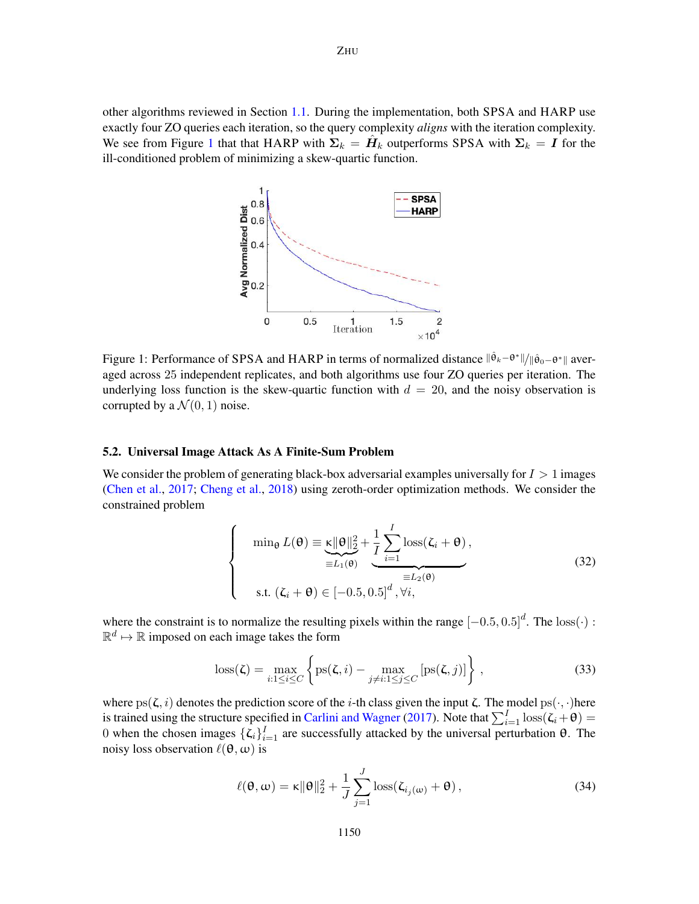other algorithms reviewed in Section 1.1. During the implementation, both SPSA and HARP use exactly four ZO queries each iteration, so the query complexity *aligns* with the iteration complexity. We see from Figure 1 that that HARP with $\boldsymbol{\Sigma}_k = \hat{\boldsymbol{H}}_k$ outperforms SPSA with $\boldsymbol{\Sigma}_k = \boldsymbol{I}$ for the ill-conditioned problem of minimizing a skew-quartic function.

Figure 1: Performance of SPSA and HARP in terms of normalized distance $\|\hat{\theta}_k - \theta^*\| / \|\hat{\theta}_0 - \theta^*\|$ averaged across 25 independent replicates, and both algorithms use four ZO queries per iteration. The underlying loss function is the skew-quartic function with $d = 20$, and the noisy observation is corrupted by a $\mathcal{N}(0, 1)$ noise.

### 5.2. Universal Image Attack As A Finite-Sum Problem

We consider the problem of generating black-box adversarial examples universally for $I > 1$ images (Chen et al., 2017; Cheng et al., 2018) using zeroth-order optimization methods. We consider the constrained problem

$$
\begin{cases}
\min_{\theta} L(\theta) \equiv \underbrace{\kappa \|\theta\|_2^2}_{\equiv L_1(\theta)} + \underbrace{\frac{1}{I} \sum_{i=1}^{I} \text{loss}(\zeta_i + \theta)}_{\equiv L_2(\theta)}, \\
\text{s.t. } (\zeta_i + \theta) \in [-0.5, 0.5]^d, \forall i,
\end{cases}
\tag{32}
$$

where the constraint is to normalize the resulting pixels within the range $[-0.5, 0.5]^d$. The $\text{loss}(\cdot) : \mathbb{R}^d \mapsto \mathbb{R}$ imposed on each image takes the form

$$
\text{loss}(\zeta) = \max_{i: 1 \leq i \leq C} \left\{ \text{ps}(\zeta, i) - \max_{j \neq i: 1 \leq j \leq C} [\text{ps}(\zeta, j)] \right\},
\tag{33}
$$

where $\text{ps}(\zeta, i)$ denotes the prediction score of the $i$-th class given the input $\zeta$. The model $\text{ps}(\cdot, \cdot)$here is trained using the structure specified in Carlini and Wagner (2017). Note that $\sum_{i=1}^{I} \text{loss}(\zeta_i + \theta) = 0$ when the chosen images $\{\zeta_i\}_{i=1}^{I}$ are successfully attacked by the universal perturbation $\theta$. The noisy loss observation $\ell(\theta, \omega)$ is

$$
\ell(\theta, \omega) = \kappa \|\theta\|_2^2 + \frac{1}{J} \sum_{j=1}^{J} \text{loss}(\zeta_{i_j(\omega)} + \theta),
\tag{34}
$$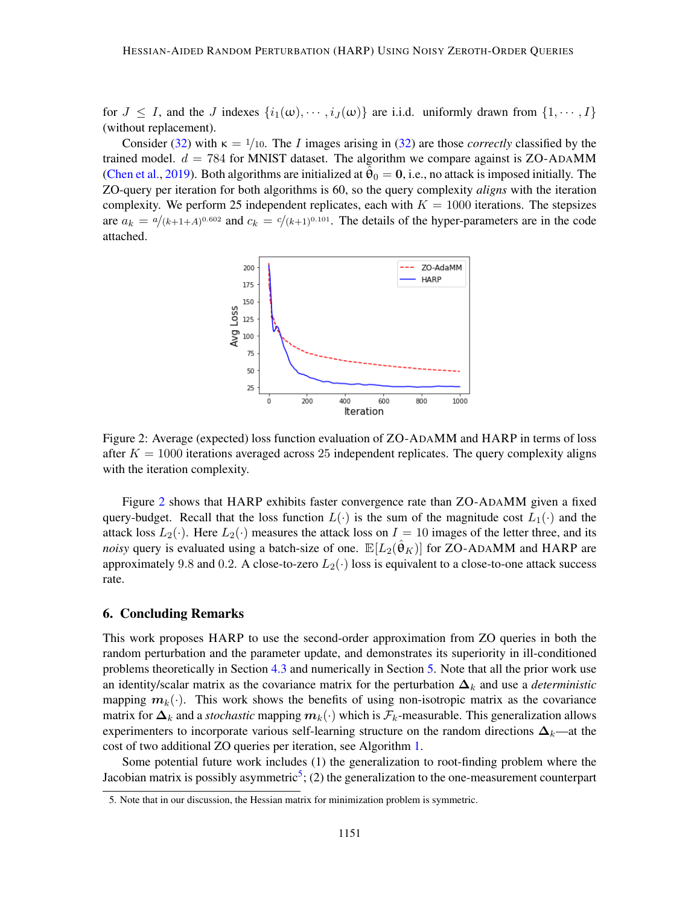for $J \leq I$, and the $J$ indexes $\{i_1(\omega), \cdots, i_J(\omega)\}$ are i.i.d. uniformly drawn from $\{1, \cdots, I\}$ (without replacement).

Consider (32) with $\kappa = 1/10$. The $I$ images arising in (32) are those *correctly* classified by the trained model. $d = 784$ for MNIST dataset. The algorithm we compare against is ZO-ADAMM (Chen et al., 2019). Both algorithms are initialized at $\hat{\theta}_0 = \mathbf{0}$, i.e., no attack is imposed initially. The ZO-query per iteration for both algorithms is 60, so the query complexity *aligns* with the iteration complexity. We perform 25 independent replicates, each with $K = 1000$ iterations. The stepsizes are $a_k = a/(k+1+A)^{0.602}$ and $c_k = c/(k+1)^{0.101}$. The details of the hyper-parameters are in the code attached.

Figure 2: Average (expected) loss function evaluation of ZO-ADAMM and HARP in terms of loss after $K = 1000$ iterations averaged across 25 independent replicates. The query complexity aligns with the iteration complexity.

Figure 2 shows that HARP exhibits faster convergence rate than ZO-ADAMM given a fixed query-budget. Recall that the loss function $L(\cdot)$ is the sum of the magnitude cost $L_1(\cdot)$ and the attack loss $L_2(\cdot)$. Here $L_2(\cdot)$ measures the attack loss on $I = 10$ images of the letter three, and its *noisy* query is evaluated using a batch-size of one. $\mathbb{E}[L_2(\hat{\theta}_K)]$ for ZO-ADAMM and HARP are approximately 9.8 and 0.2. A close-to-zero $L_2(\cdot)$ loss is equivalent to a close-to-one attack success rate.

## 6. Concluding Remarks

This work proposes HARP to use the second-order approximation from ZO queries in both the random perturbation and the parameter update, and demonstrates its superiority in ill-conditioned problems theoretically in Section 4.3 and numerically in Section 5. Note that all the prior work use an identity/scalar matrix as the covariance matrix for the perturbation $\mathbf{\Delta}_k$ and use a *deterministic* mapping $\boldsymbol{m}_k(\cdot)$. This work shows the benefits of using non-isotropic matrix as the covariance matrix for $\mathbf{\Delta}_k$ and a *stochastic* mapping $\boldsymbol{m}_k(\cdot)$ which is $\mathcal{F}_k$-measurable. This generalization allows experimenters to incorporate various self-learning structure on the random directions $\mathbf{\Delta}_k$—at the cost of two additional ZO queries per iteration, see Algorithm 1.

Some potential future work includes (1) the generalization to root-finding problem where the Jacobian matrix is possibly asymmetric[5]; (2) the generalization to the one-measurement counterpart

5. Note that in our discussion, the Hessian matrix for minimization problem is symmetric.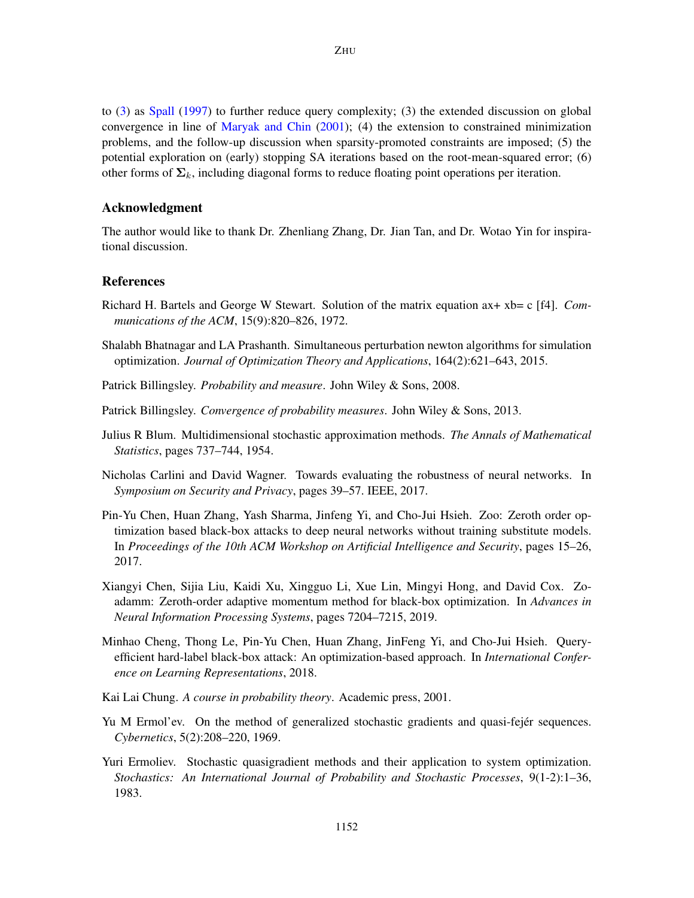to (3) as Spall (1997) to further reduce query complexity; (3) the extended discussion on global convergence in line of Maryak and Chin (2001); (4) the extension to constrained minimization problems, and the follow-up discussion when sparsity-promoted constraints are imposed; (5) the potential exploration on (early) stopping SA iterations based on the root-mean-squared error; (6) other forms of $\mathbf{\Sigma}_k$, including diagonal forms to reduce floating point operations per iteration.

### Acknowledgment

The author would like to thank Dr. Zhenliang Zhang, Dr. Jian Tan, and Dr. Wotao Yin for inspirational discussion.

### References

Richard H. Bartels and George W Stewart. Solution of the matrix equation ax+ xb= c [f4]. *Communications of the ACM*, 15(9):820–826, 1972.

Shalabh Bhatnagar and LA Prashanth. Simultaneous perturbation newton algorithms for simulation optimization. *Journal of Optimization Theory and Applications*, 164(2):621–643, 2015.

Patrick Billingsley. *Probability and measure*. John Wiley & Sons, 2008.

Patrick Billingsley. *Convergence of probability measures*. John Wiley & Sons, 2013.

Julius R Blum. Multidimensional stochastic approximation methods. *The Annals of Mathematical Statistics*, pages 737–744, 1954.

Nicholas Carlini and David Wagner. Towards evaluating the robustness of neural networks. In *Symposium on Security and Privacy*, pages 39–57. IEEE, 2017.

Pin-Yu Chen, Huan Zhang, Yash Sharma, Jinfeng Yi, and Cho-Jui Hsieh. Zoo: Zeroth order optimization based black-box attacks to deep neural networks without training substitute models. In *Proceedings of the 10th ACM Workshop on Artificial Intelligence and Security*, pages 15–26, 2017.

Xiangyi Chen, Sijia Liu, Kaidi Xu, Xingguo Li, Xue Lin, Mingyi Hong, and David Cox. Zo-adamm: Zeroth-order adaptive momentum method for black-box optimization. In *Advances in Neural Information Processing Systems*, pages 7204–7215, 2019.

Minhao Cheng, Thong Le, Pin-Yu Chen, Huan Zhang, JinFeng Yi, and Cho-Jui Hsieh. Query-efficient hard-label black-box attack: An optimization-based approach. In *International Conference on Learning Representations*, 2018.

Kai Lai Chung. *A course in probability theory*. Academic press, 2001.

Yu M Ermol'ev. On the method of generalized stochastic gradients and quasi-fejér sequences. *Cybernetics*, 5(2):208–220, 1969.

Yuri Ermoliev. Stochastic quasigradient methods and their application to system optimization. *Stochastics: An International Journal of Probability and Stochastic Processes*, 9(1-2):1–36, 1983.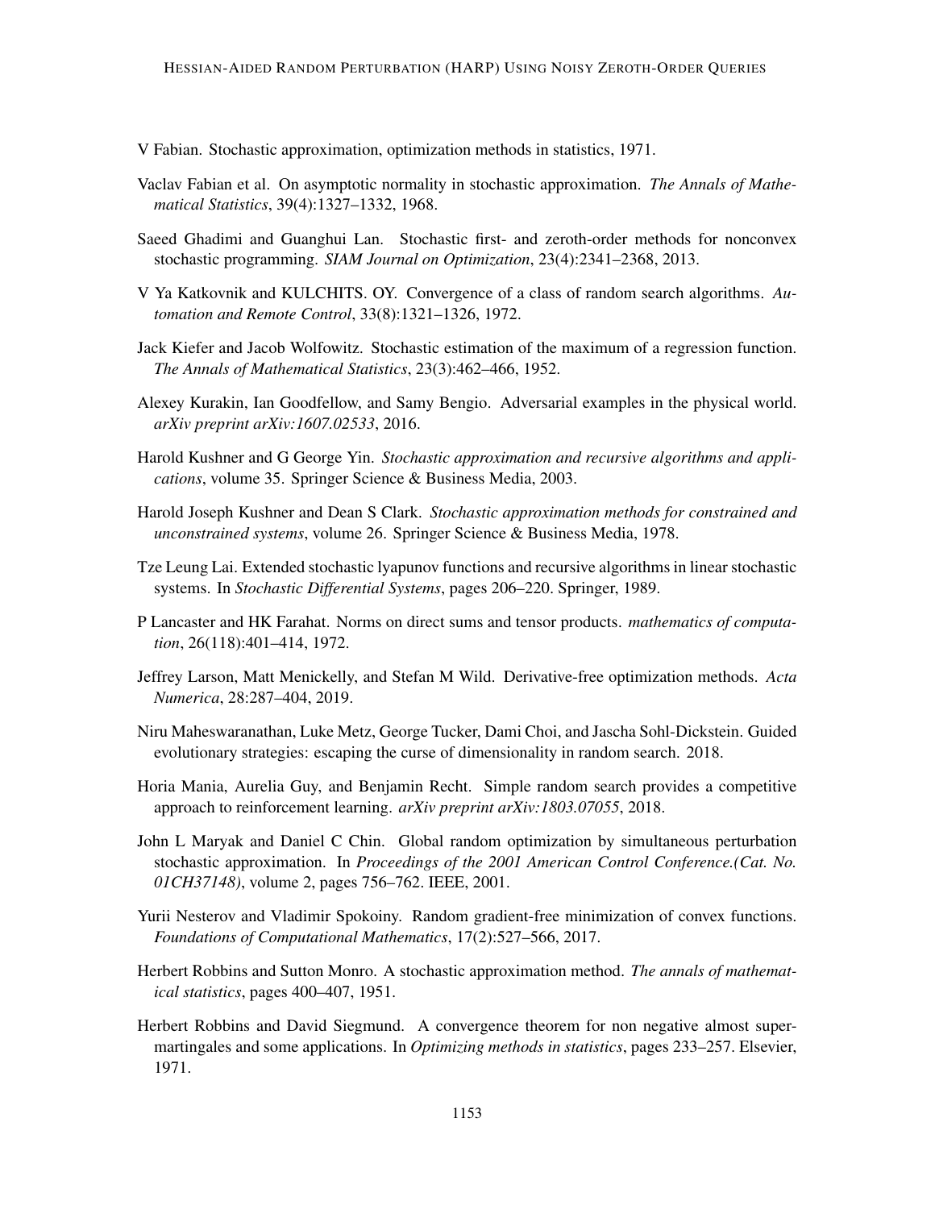V Fabian. Stochastic approximation, optimization methods in statistics, 1971.

Vaclav Fabian et al. On asymptotic normality in stochastic approximation. *The Annals of Mathematical Statistics*, 39(4):1327–1332, 1968.

Saeed Ghadimi and Guanghui Lan. Stochastic first- and zeroth-order methods for nonconvex stochastic programming. *SIAM Journal on Optimization*, 23(4):2341–2368, 2013.

V Ya Katkovnik and KULCHITS. OY. Convergence of a class of random search algorithms. *Automation and Remote Control*, 33(8):1321–1326, 1972.

Jack Kiefer and Jacob Wolfowitz. Stochastic estimation of the maximum of a regression function. *The Annals of Mathematical Statistics*, 23(3):462–466, 1952.

Alexey Kurakin, Ian Goodfellow, and Samy Bengio. Adversarial examples in the physical world. *arXiv preprint arXiv:1607.02533*, 2016.

Harold Kushner and G George Yin. *Stochastic approximation and recursive algorithms and applications*, volume 35. Springer Science & Business Media, 2003.

Harold Joseph Kushner and Dean S Clark. *Stochastic approximation methods for constrained and unconstrained systems*, volume 26. Springer Science & Business Media, 1978.

Tze Leung Lai. Extended stochastic lyapunov functions and recursive algorithms in linear stochastic systems. In *Stochastic Differential Systems*, pages 206–220. Springer, 1989.

P Lancaster and HK Farahat. Norms on direct sums and tensor products. *mathematics of computation*, 26(118):401–414, 1972.

Jeffrey Larson, Matt Menickelly, and Stefan M Wild. Derivative-free optimization methods. *Acta Numerica*, 28:287–404, 2019.

Niru Maheswaranathan, Luke Metz, George Tucker, Dami Choi, and Jascha Sohl-Dickstein. Guided evolutionary strategies: escaping the curse of dimensionality in random search. 2018.

Horia Mania, Aurelia Guy, and Benjamin Recht. Simple random search provides a competitive approach to reinforcement learning. *arXiv preprint arXiv:1803.07055*, 2018.

John L Maryak and Daniel C Chin. Global random optimization by simultaneous perturbation stochastic approximation. In *Proceedings of the 2001 American Control Conference.(Cat. No. 01CH37148)*, volume 2, pages 756–762. IEEE, 2001.

Yurii Nesterov and Vladimir Spokoiny. Random gradient-free minimization of convex functions. *Foundations of Computational Mathematics*, 17(2):527–566, 2017.

Herbert Robbins and Sutton Monro. A stochastic approximation method. *The annals of mathematical statistics*, pages 400–407, 1951.

Herbert Robbins and David Siegmund. A convergence theorem for non negative almost supermartingales and some applications. In *Optimizing methods in statistics*, pages 233–257. Elsevier, 1971.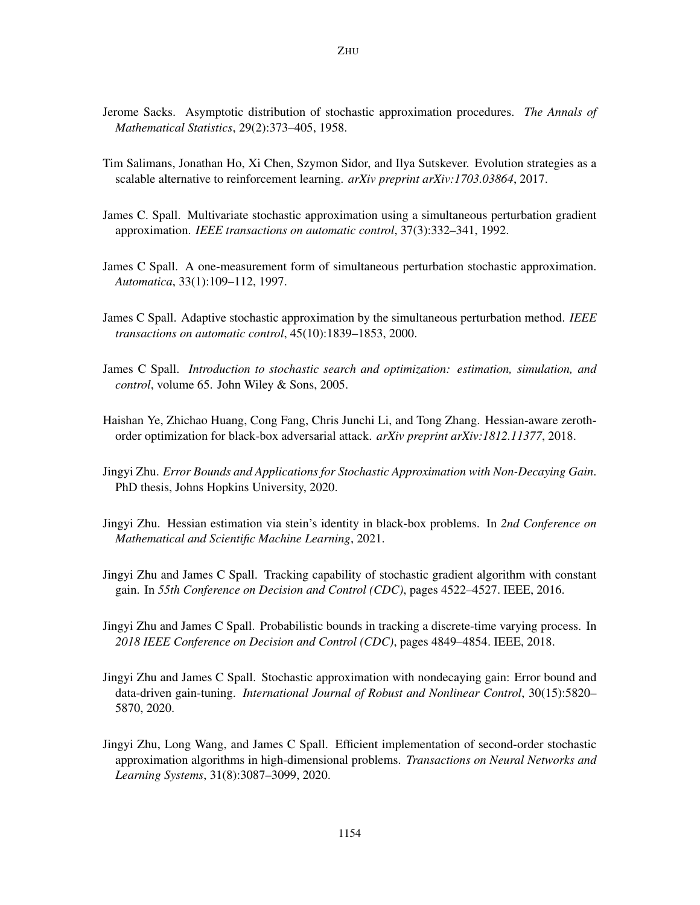Jerome Sacks. Asymptotic distribution of stochastic approximation procedures. *The Annals of Mathematical Statistics*, 29(2):373–405, 1958.

Tim Salimans, Jonathan Ho, Xi Chen, Szymon Sidor, and Ilya Sutskever. Evolution strategies as a scalable alternative to reinforcement learning. *arXiv preprint arXiv:1703.03864*, 2017.

James C. Spall. Multivariate stochastic approximation using a simultaneous perturbation gradient approximation. *IEEE transactions on automatic control*, 37(3):332–341, 1992.

James C Spall. A one-measurement form of simultaneous perturbation stochastic approximation. *Automatica*, 33(1):109–112, 1997.

James C Spall. Adaptive stochastic approximation by the simultaneous perturbation method. *IEEE transactions on automatic control*, 45(10):1839–1853, 2000.

James C Spall. *Introduction to stochastic search and optimization: estimation, simulation, and control*, volume 65. John Wiley & Sons, 2005.

Haishan Ye, Zhichao Huang, Cong Fang, Chris Junchi Li, and Tong Zhang. Hessian-aware zeroth-order optimization for black-box adversarial attack. *arXiv preprint arXiv:1812.11377*, 2018.

Jingyi Zhu. *Error Bounds and Applications for Stochastic Approximation with Non-Decaying Gain*. PhD thesis, Johns Hopkins University, 2020.

Jingyi Zhu. Hessian estimation via stein's identity in black-box problems. In *2nd Conference on Mathematical and Scientific Machine Learning*, 2021.

Jingyi Zhu and James C Spall. Tracking capability of stochastic gradient algorithm with constant gain. In *55th Conference on Decision and Control (CDC)*, pages 4522–4527. IEEE, 2016.

Jingyi Zhu and James C Spall. Probabilistic bounds in tracking a discrete-time varying process. In *2018 IEEE Conference on Decision and Control (CDC)*, pages 4849–4854. IEEE, 2018.

Jingyi Zhu and James C Spall. Stochastic approximation with nondecaying gain: Error bound and data-driven gain-tuning. *International Journal of Robust and Nonlinear Control*, 30(15):5820–5870, 2020.

Jingyi Zhu, Long Wang, and James C Spall. Efficient implementation of second-order stochastic approximation algorithms in high-dimensional problems. *Transactions on Neural Networks and Learning Systems*, 31(8):3087–3099, 2020.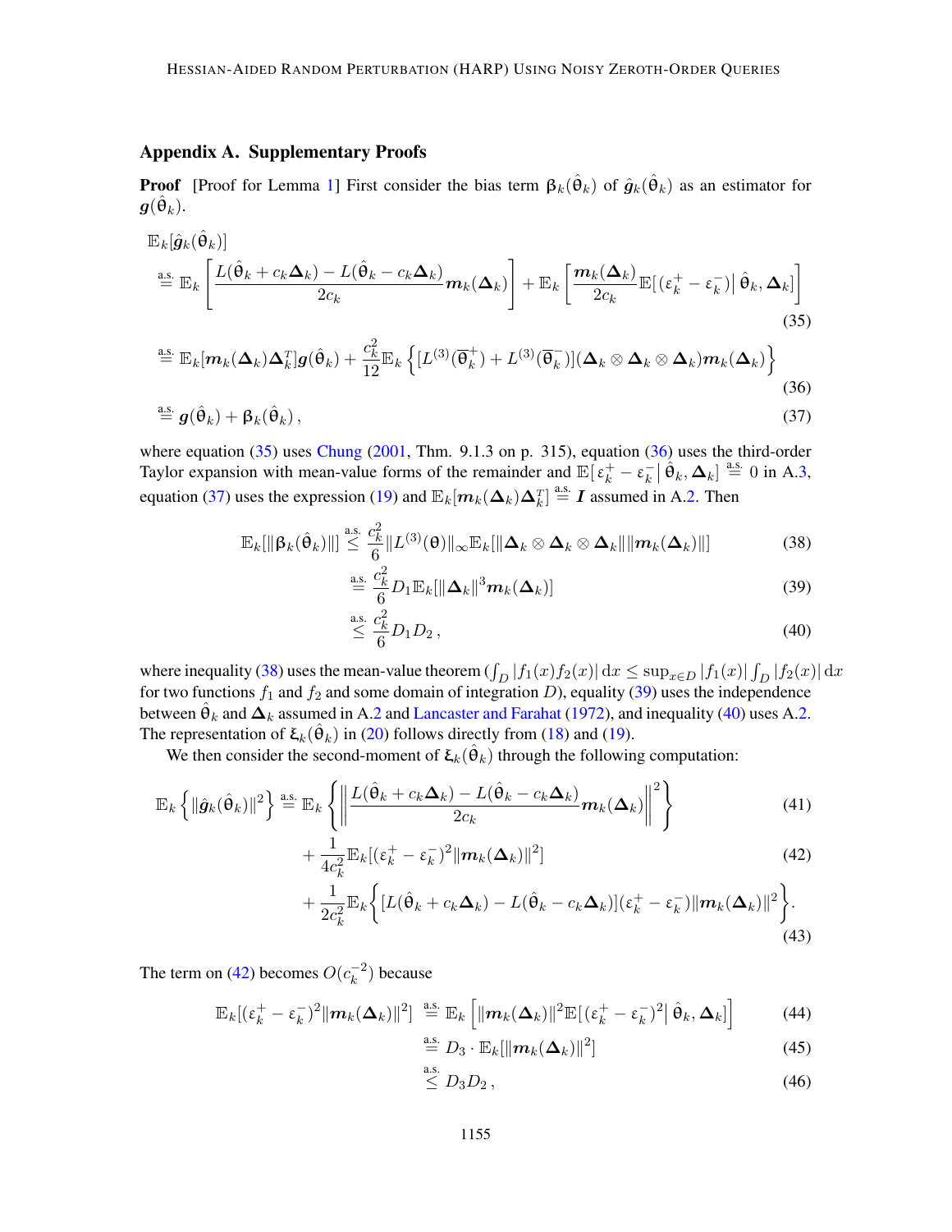## Appendix A. Supplementary Proofs

**Proof** [Proof for Lemma 1] First consider the bias term $\boldsymbol{\beta}_k(\hat{\boldsymbol{\theta}}_k)$ of $\hat{\boldsymbol{g}}_k(\hat{\boldsymbol{\theta}}_k)$ as an estimator for $\boldsymbol{g}(\hat{\boldsymbol{\theta}}_k)$.

$$
\begin{aligned}
&\mathbb{E}_k[\hat{\boldsymbol{g}}_k(\hat{\boldsymbol{\theta}}_k)] \\
&\stackrel{\text{a.s.}}{=} \mathbb{E}_k\left[\frac{L(\hat{\boldsymbol{\theta}}_k + c_k\boldsymbol{\Delta}_k) - L(\hat{\boldsymbol{\theta}}_k - c_k\boldsymbol{\Delta}_k)}{2c_k}\boldsymbol{m}_k(\boldsymbol{\Delta}_k)\right] + \mathbb{E}_k\left[\frac{\boldsymbol{m}_k(\boldsymbol{\Delta}_k)}{2c_k}\mathbb{E}[(\varepsilon_k^+ - \varepsilon_k^-)|\,\hat{\boldsymbol{\theta}}_k, \boldsymbol{\Delta}_k]\right] \qquad (35) \\
&\stackrel{\text{a.s.}}{=} \mathbb{E}_k[\boldsymbol{m}_k(\boldsymbol{\Delta}_k)\boldsymbol{\Delta}_k^T]\boldsymbol{g}(\hat{\boldsymbol{\theta}}_k) + \frac{c_k^2}{12}\mathbb{E}_k\left\{[L^{(3)}(\overline{\boldsymbol{\theta}}_k^+) + L^{(3)}(\overline{\boldsymbol{\theta}}_k^-)](\boldsymbol{\Delta}_k \otimes \boldsymbol{\Delta}_k \otimes \boldsymbol{\Delta}_k)\boldsymbol{m}_k(\boldsymbol{\Delta}_k)\right\} \qquad (36) \\
&\stackrel{\text{a.s.}}{=} \boldsymbol{g}(\hat{\boldsymbol{\theta}}_k) + \boldsymbol{\beta}_k(\hat{\boldsymbol{\theta}}_k)\,, \qquad (37)
\end{aligned}
$$

where equation (35) uses Chung (2001, Thm. 9.1.3 on p. 315), equation (36) uses the third-order Taylor expansion with mean-value forms of the remainder and $\mathbb{E}[\,\varepsilon_k^+ - \varepsilon_k^-\,|\,\hat{\boldsymbol{\theta}}_k, \boldsymbol{\Delta}_k] \stackrel{\text{a.s.}}{=} 0$ in A.3, equation (37) uses the expression (19) and $\mathbb{E}_k[\boldsymbol{m}_k(\boldsymbol{\Delta}_k)\boldsymbol{\Delta}_k^T] \stackrel{\text{a.s.}}{=} \boldsymbol{I}$ assumed in A.2. Then

$$
\begin{aligned}
\mathbb{E}_k[\|\boldsymbol{\beta}_k(\hat{\boldsymbol{\theta}}_k)\|] &\stackrel{\text{a.s.}}{\leq} \frac{c_k^2}{6}\|L^{(3)}(\boldsymbol{\theta})\|_\infty \mathbb{E}_k[\|\boldsymbol{\Delta}_k \otimes \boldsymbol{\Delta}_k \otimes \boldsymbol{\Delta}_k\|\|\boldsymbol{m}_k(\boldsymbol{\Delta}_k)\|] \qquad (38) \\
&\stackrel{\text{a.s.}}{=} \frac{c_k^2}{6}D_1\mathbb{E}_k[\|\boldsymbol{\Delta}_k\|^3\boldsymbol{m}_k(\boldsymbol{\Delta}_k)] \qquad (39) \\
&\stackrel{\text{a.s.}}{\leq} \frac{c_k^2}{6}D_1D_2\,, \qquad (40)
\end{aligned}
$$

where inequality (38) uses the mean-value theorem ($\int_D |f_1(x)f_2(x)|\,\mathrm{d}x \leq \sup_{x\in D}|f_1(x)|\int_D |f_2(x)|\,\mathrm{d}x$ for two functions $f_1$ and $f_2$ and some domain of integration $D$), equality (39) uses the independence between $\hat{\boldsymbol{\theta}}_k$ and $\boldsymbol{\Delta}_k$ assumed in A.2 and Lancaster and Farahat (1972), and inequality (40) uses A.2. The representation of $\boldsymbol{\xi}_k(\hat{\boldsymbol{\theta}}_k)$ in (20) follows directly from (18) and (19).

We then consider the second-moment of $\boldsymbol{\xi}_k(\hat{\boldsymbol{\theta}}_k)$ through the following computation:

$$
\begin{aligned}
\mathbb{E}_k\left\{\|\hat{\boldsymbol{g}}_k(\hat{\boldsymbol{\theta}}_k)\|^2\right\} &\stackrel{\text{a.s.}}{=} \mathbb{E}_k\left\{\left\|\frac{L(\hat{\boldsymbol{\theta}}_k + c_k\boldsymbol{\Delta}_k) - L(\hat{\boldsymbol{\theta}}_k - c_k\boldsymbol{\Delta}_k)}{2c_k}\boldsymbol{m}_k(\boldsymbol{\Delta}_k)\right\|^2\right\} \qquad (41) \\
&\quad + \frac{1}{4c_k^2}\mathbb{E}_k[(\varepsilon_k^+ - \varepsilon_k^-)^2\|\boldsymbol{m}_k(\boldsymbol{\Delta}_k)\|^2] \qquad (42) \\
&\quad + \frac{1}{2c_k^2}\mathbb{E}_k\Big\{[L(\hat{\boldsymbol{\theta}}_k + c_k\boldsymbol{\Delta}_k) - L(\hat{\boldsymbol{\theta}}_k - c_k\boldsymbol{\Delta}_k)](\varepsilon_k^+ - \varepsilon_k^-)\|\boldsymbol{m}_k(\boldsymbol{\Delta}_k)\|^2\Big\}. \qquad (43)
\end{aligned}
$$

The term on (42) becomes $O(c_k^{-2})$ because

$$
\begin{aligned}
\mathbb{E}_k[(\varepsilon_k^+ - \varepsilon_k^-)^2\|\boldsymbol{m}_k(\boldsymbol{\Delta}_k)\|^2] &\stackrel{\text{a.s.}}{=} \mathbb{E}_k\left[\|\boldsymbol{m}_k(\boldsymbol{\Delta}_k)\|^2\mathbb{E}[(\varepsilon_k^+ - \varepsilon_k^-)^2|\,\hat{\boldsymbol{\theta}}_k, \boldsymbol{\Delta}_k]\right] \qquad (44) \\
&\stackrel{\text{a.s.}}{=} D_3 \cdot \mathbb{E}_k[\|\boldsymbol{m}_k(\boldsymbol{\Delta}_k)\|^2] \qquad (45) \\
&\stackrel{\text{a.s.}}{\leq} D_3D_2\,, \qquad (46)
\end{aligned}
$$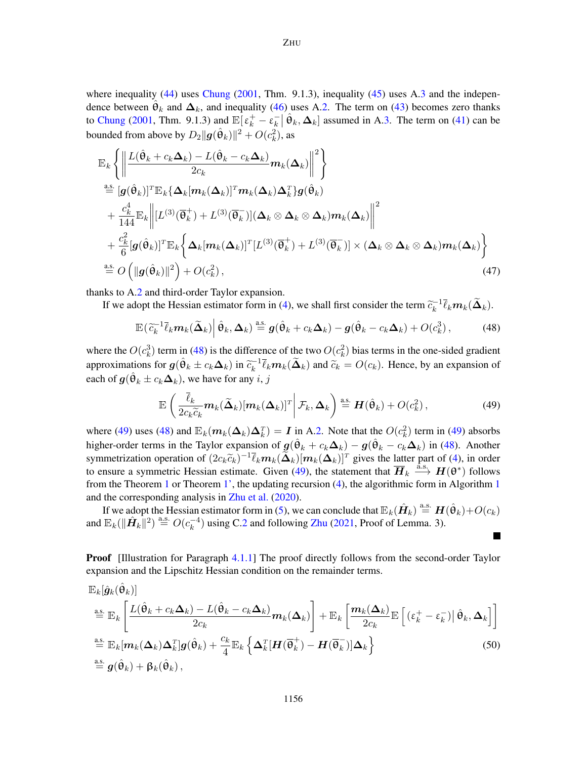where inequality (44) uses Chung (2001, Thm. 9.1.3), inequality (45) uses A.3 and the independence between $\hat{\theta}_k$ and $\boldsymbol{\Delta}_k$, and inequality (46) uses A.2. The term on (43) becomes zero thanks to Chung (2001, Thm. 9.1.3) and $\mathbb{E}[\,\varepsilon_k^+ - \varepsilon_k^- |\, \hat{\theta}_k, \boldsymbol{\Delta}_k]$ assumed in A.3. The term on (41) can be bounded from above by $D_2\|\boldsymbol{g}(\hat{\theta}_k)\|^2 + O(c_k^2)$, as

$$
\begin{aligned}
&\mathbb{E}_k\left\{\left\|\frac{L(\hat{\theta}_k + c_k\boldsymbol{\Delta}_k) - L(\hat{\theta}_k - c_k\boldsymbol{\Delta}_k)}{2c_k}\boldsymbol{m}_k(\boldsymbol{\Delta}_k)\right\|^2\right\} \\
&\overset{\text{a.s.}}{=} [\boldsymbol{g}(\hat{\theta}_k)]^T\mathbb{E}_k\{\boldsymbol{\Delta}_k[\boldsymbol{m}_k(\boldsymbol{\Delta}_k)]^T\boldsymbol{m}_k(\boldsymbol{\Delta}_k)\boldsymbol{\Delta}_k^T\}\boldsymbol{g}(\hat{\theta}_k) \\
&\quad + \frac{c_k^4}{144}\mathbb{E}_k\left\|[L^{(3)}(\overline{\theta}_k^+) + L^{(3)}(\overline{\theta}_k^-)](\boldsymbol{\Delta}_k\otimes\boldsymbol{\Delta}_k\otimes\boldsymbol{\Delta}_k)\boldsymbol{m}_k(\boldsymbol{\Delta}_k)\right\|^2 \\
&\quad + \frac{c_k^2}{6}[\boldsymbol{g}(\hat{\theta}_k)]^T\mathbb{E}_k\left\{\boldsymbol{\Delta}_k[\boldsymbol{m}_k(\boldsymbol{\Delta}_k)]^T[L^{(3)}(\overline{\theta}_k^+) + L^{(3)}(\overline{\theta}_k^-)]\times(\boldsymbol{\Delta}_k\otimes\boldsymbol{\Delta}_k\otimes\boldsymbol{\Delta}_k)\boldsymbol{m}_k(\boldsymbol{\Delta}_k)\right\} \\
&\overset{\text{a.s.}}{=} O\left(\|\boldsymbol{g}(\hat{\theta}_k)\|^2\right) + O(c_k^2)\,,
\end{aligned}
\tag{47}
$$

thanks to A.2 and third-order Taylor expansion.

If we adopt the Hessian estimator form in (4), we shall first consider the term $\widetilde{c}_k^{-1}\overline{\ell}_k\boldsymbol{m}_k(\widetilde{\boldsymbol{\Delta}}_k)$.

$$
\mathbb{E}(\widetilde{c}_k^{-1}\overline{\ell}_k\boldsymbol{m}_k(\widetilde{\boldsymbol{\Delta}}_k)\big|\,\hat{\theta}_k,\boldsymbol{\Delta}_k) \overset{\text{a.s.}}{=} \boldsymbol{g}(\hat{\theta}_k + c_k\boldsymbol{\Delta}_k) - \boldsymbol{g}(\hat{\theta}_k - c_k\boldsymbol{\Delta}_k) + O(c_k^3)\,, \tag{48}
$$

where the $O(c_k^3)$ term in (48) is the difference of the two $O(c_k^2)$ bias terms in the one-sided gradient approximations for $\boldsymbol{g}(\hat{\theta}_k \pm c_k\boldsymbol{\Delta}_k)$ in $\widetilde{c}_k^{-1}\overline{\ell}_k\boldsymbol{m}_k(\widetilde{\boldsymbol{\Delta}}_k)$ and $\widetilde{c}_k = O(c_k)$. Hence, by an expansion of each of $\boldsymbol{g}(\hat{\theta}_k \pm c_k\boldsymbol{\Delta}_k)$, we have for any $i$, $j$

$$
\mathbb{E}\left(\frac{\overline{\ell}_k}{2c_k\widetilde{c}_k}\boldsymbol{m}_k(\widetilde{\boldsymbol{\Delta}}_k)[\boldsymbol{m}_k(\boldsymbol{\Delta}_k)]^T\right|\mathcal{F}_k,\boldsymbol{\Delta}_k\bigg) \overset{\text{a.s.}}{=} \boldsymbol{H}(\hat{\theta}_k) + O(c_k^2)\,, \tag{49}
$$

where (49) uses (48) and $\mathbb{E}_k(\boldsymbol{m}_k(\boldsymbol{\Delta}_k)\boldsymbol{\Delta}_k^T) = \boldsymbol{I}$ in A.2. Note that the $O(c_k^2)$ term in (49) absorbs higher-order terms in the Taylor expansion of $\boldsymbol{g}(\hat{\theta}_k + c_k\boldsymbol{\Delta}_k) - \boldsymbol{g}(\hat{\theta}_k - c_k\boldsymbol{\Delta}_k)$ in (48). Another symmetrization operation of $(2c_k\widetilde{c}_k)^{-1}\overline{\ell}_k\boldsymbol{m}_k(\widetilde{\boldsymbol{\Delta}}_k)[\boldsymbol{m}_k(\boldsymbol{\Delta}_k)]^T$ gives the latter part of (4), in order to ensure a symmetric Hessian estimate. Given (49), the statement that $\overline{\boldsymbol{H}}_k \xrightarrow{\text{a.s.}} \boldsymbol{H}(\theta^*)$ follows from the Theorem 1 or Theorem 1', the updating recursion (4), the algorithmic form in Algorithm 1 and the corresponding analysis in Zhu et al. (2020).

If we adopt the Hessian estimator form in (5), we can conclude that $\mathbb{E}_k(\hat{\boldsymbol{H}}_k) \overset{\text{a.s.}}{=} \boldsymbol{H}(\hat{\theta}_k) + O(c_k)$ and $\mathbb{E}_k(\|\hat{\boldsymbol{H}}_k\|^2) \overset{\text{a.s.}}{=} O(c_k^{-4})$ using C.2 and following Zhu (2021, Proof of Lemma. 3). ■

**Proof** [Illustration for Paragraph 4.1.1] The proof directly follows from the second-order Taylor expansion and the Lipschitz Hessian condition on the remainder terms.

$$
\begin{aligned}
&\mathbb{E}_k[\hat{\boldsymbol{g}}_k(\hat{\theta}_k)] \\
&\overset{\text{a.s.}}{=} \mathbb{E}_k\left[\frac{L(\hat{\theta}_k + c_k\boldsymbol{\Delta}_k) - L(\hat{\theta}_k - c_k\boldsymbol{\Delta}_k)}{2c_k}\boldsymbol{m}_k(\boldsymbol{\Delta}_k)\right] + \mathbb{E}_k\left[\frac{\boldsymbol{m}_k(\boldsymbol{\Delta}_k)}{2c_k}\mathbb{E}\left[(\varepsilon_k^+ - \varepsilon_k^-)\big|\,\hat{\theta}_k,\boldsymbol{\Delta}_k\right]\right] \\
&\overset{\text{a.s.}}{=} \mathbb{E}_k[\boldsymbol{m}_k(\boldsymbol{\Delta}_k)\boldsymbol{\Delta}_k^T]\boldsymbol{g}(\hat{\theta}_k) + \frac{c_k}{4}\mathbb{E}_k\left\{\boldsymbol{\Delta}_k^T[\boldsymbol{H}(\overline{\theta}_k^+) - \boldsymbol{H}(\overline{\theta}_k^-)]\boldsymbol{\Delta}_k\right\} \\
&\overset{\text{a.s.}}{=} \boldsymbol{g}(\hat{\theta}_k) + \beta_k(\hat{\theta}_k)\,,
\end{aligned}
\tag{50}
$$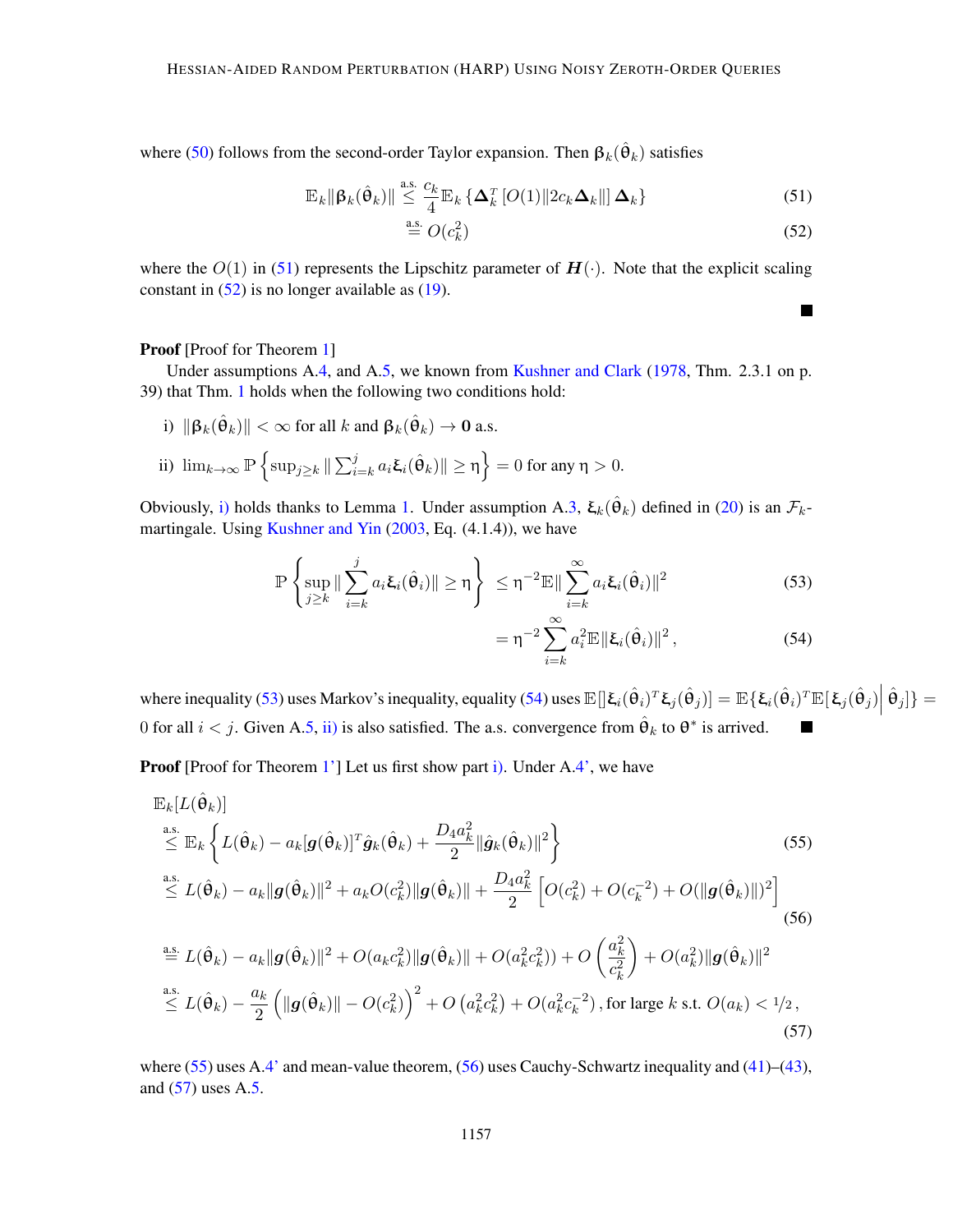where (50) follows from the second-order Taylor expansion. Then $\boldsymbol{\beta}_k(\hat{\boldsymbol{\theta}}_k)$ satisfies

$$
\begin{aligned}
\mathbb{E}_k\|\boldsymbol{\beta}_k(\hat{\boldsymbol{\theta}}_k)\| &\overset{\text{a.s.}}{\leq} \frac{c_k}{4}\mathbb{E}_k\left\{\boldsymbol{\Delta}_k^T\left[O(1)\|2c_k\boldsymbol{\Delta}_k\|\right]\boldsymbol{\Delta}_k\right\} && (51)\\
&\overset{\text{a.s.}}{=} O(c_k^2) && (52)
\end{aligned}
$$

where the $O(1)$ in (51) represents the Lipschitz parameter of $\boldsymbol{H}(\cdot)$. Note that the explicit scaling constant in (52) is no longer available as (19). ■

**Proof** [Proof for Theorem 1]

Under assumptions A.4, and A.5, we known from Kushner and Clark (1978, Thm. 2.3.1 on p. 39) that Thm. 1 holds when the following two conditions hold:

i) $\|\boldsymbol{\beta}_k(\hat{\boldsymbol{\theta}}_k)\| < \infty$ for all $k$ and $\boldsymbol{\beta}_k(\hat{\boldsymbol{\theta}}_k) \to \boldsymbol{0}$ a.s.

ii) $\lim_{k\to\infty}\mathbb{P}\left\{\sup_{j\geq k}\|\sum_{i=k}^{j} a_i\boldsymbol{\xi}_i(\hat{\boldsymbol{\theta}}_k)\| \geq \eta\right\} = 0$ for any $\eta > 0$.

Obviously, i) holds thanks to Lemma 1. Under assumption A.3, $\boldsymbol{\xi}_k(\hat{\boldsymbol{\theta}}_k)$ defined in (20) is an $\mathcal{F}_k$-martingale. Using Kushner and Yin (2003, Eq. (4.1.4)), we have

$$
\begin{aligned}
\mathbb{P}\left\{\sup_{j\geq k}\|\sum_{i=k}^{j} a_i\boldsymbol{\xi}_i(\hat{\boldsymbol{\theta}}_i)\| \geq \eta\right\} &\leq \eta^{-2}\mathbb{E}\|\sum_{i=k}^{\infty} a_i\boldsymbol{\xi}_i(\hat{\boldsymbol{\theta}}_i)\|^2 && (53)\\
&= \eta^{-2}\sum_{i=k}^{\infty} a_i^2\mathbb{E}\|\boldsymbol{\xi}_i(\hat{\boldsymbol{\theta}}_i)\|^2\,, && (54)
\end{aligned}
$$

where inequality (53) uses Markov's inequality, equality (54) uses $\mathbb{E}[]\boldsymbol{\xi}_i(\hat{\boldsymbol{\theta}}_i)^T\boldsymbol{\xi}_j(\hat{\boldsymbol{\theta}}_j)] = \mathbb{E}\{\boldsymbol{\xi}_i(\hat{\boldsymbol{\theta}}_i)^T\mathbb{E}[\boldsymbol{\xi}_j(\hat{\boldsymbol{\theta}}_j)\big|\,\hat{\boldsymbol{\theta}}_j]\} = 0$ for all $i < j$. Given A.5, ii) is also satisfied. The a.s. convergence from $\hat{\boldsymbol{\theta}}_k$ to $\boldsymbol{\theta}^*$ is arrived. ■

**Proof** [Proof for Theorem 1'] Let us first show part i). Under A.4', we have

$$
\begin{aligned}
&\mathbb{E}_k[L(\hat{\boldsymbol{\theta}}_k)]\\
&\overset{\text{a.s.}}{\leq} \mathbb{E}_k\left\{L(\hat{\boldsymbol{\theta}}_k) - a_k[\boldsymbol{g}(\hat{\boldsymbol{\theta}}_k)]^T\hat{\boldsymbol{g}}_k(\hat{\boldsymbol{\theta}}_k) + \frac{D_4 a_k^2}{2}\|\hat{\boldsymbol{g}}_k(\hat{\boldsymbol{\theta}}_k)\|^2\right\} && (55)\\
&\overset{\text{a.s.}}{\leq} L(\hat{\boldsymbol{\theta}}_k) - a_k\|\boldsymbol{g}(\hat{\boldsymbol{\theta}}_k)\|^2 + a_k O(c_k^2)\|\boldsymbol{g}(\hat{\boldsymbol{\theta}}_k)\| + \frac{D_4 a_k^2}{2}\left[O(c_k^2) + O(c_k^{-2}) + O(\|\boldsymbol{g}(\hat{\boldsymbol{\theta}}_k)\|)^2\right] && (56)\\
&\overset{\text{a.s.}}{=} L(\hat{\boldsymbol{\theta}}_k) - a_k\|\boldsymbol{g}(\hat{\boldsymbol{\theta}}_k)\|^2 + O(a_k c_k^2)\|\boldsymbol{g}(\hat{\boldsymbol{\theta}}_k)\| + O(a_k^2 c_k^2)) + O\left(\frac{a_k^2}{c_k^2}\right) + O(a_k^2)\|\boldsymbol{g}(\hat{\boldsymbol{\theta}}_k)\|^2\\
&\overset{\text{a.s.}}{\leq} L(\hat{\boldsymbol{\theta}}_k) - \frac{a_k}{2}\left(\|\boldsymbol{g}(\hat{\boldsymbol{\theta}}_k)\| - O(c_k^2)\right)^2 + O\left(a_k^2 c_k^2\right) + O(a_k^2 c_k^{-2})\,,\text{ for large } k \text{ s.t. } O(a_k) < 1/2\,, && (57)
\end{aligned}
$$

where (55) uses A.4' and mean-value theorem, (56) uses Cauchy-Schwartz inequality and (41)–(43), and (57) uses A.5.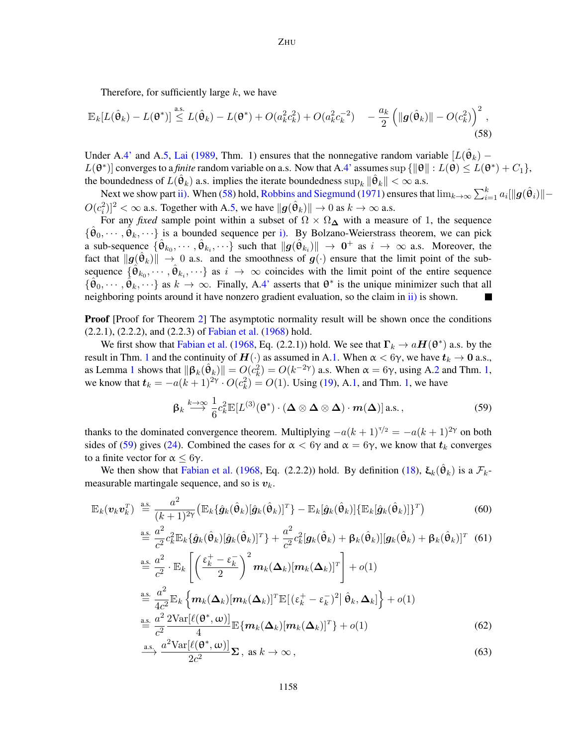Therefore, for sufficiently large $k$, we have

$$\mathbb{E}_k[L(\hat{\boldsymbol{\theta}}_k) - L(\boldsymbol{\theta}^*)] \overset{\text{a.s.}}{\leq} L(\hat{\boldsymbol{\theta}}_k) - L(\boldsymbol{\theta}^*) + O(a_k^2 c_k^2) + O(a_k^2 c_k^{-2}) \quad - \frac{a_k}{2}\left(\|\boldsymbol{g}(\hat{\boldsymbol{\theta}}_k)\| - O(c_k^2)\right)^2, \tag{58}$$

Under A.4' and A.5, Lai (1989, Thm. 1) ensures that the nonnegative random variable $[L(\hat{\boldsymbol{\theta}}_k) - L(\boldsymbol{\theta}^*)]$ converges to a *finite* random variable on a.s. Now that A.4' assumes $\sup\{\|\boldsymbol{\theta}\| : L(\boldsymbol{\theta}) \leq L(\boldsymbol{\theta}^*) + C_1\}$, the boundedness of $L(\hat{\boldsymbol{\theta}}_k)$ a.s. implies the iterate boundedness $\sup_k \|\hat{\boldsymbol{\theta}}_k\| < \infty$ a.s.

Next we show part ii). When (58) hold, Robbins and Siegmund (1971) ensures that $\lim_{k\to\infty}\sum_{i=1}^k a_i[\|\boldsymbol{g}(\hat{\boldsymbol{\theta}}_i)\| - O(c_i^2)]^2 < \infty$ a.s. Together with A.5, we have $\|\boldsymbol{g}(\hat{\boldsymbol{\theta}}_k)\| \to 0$ as $k \to \infty$ a.s.

For any *fixed* sample point within a subset of $\Omega \times \Omega_{\boldsymbol{\Delta}}$ with a measure of 1, the sequence $\{\hat{\boldsymbol{\theta}}_0, \cdots, \hat{\boldsymbol{\theta}}_k, \cdots\}$ is a bounded sequence per i). By Bolzano-Weierstrass theorem, we can pick a sub-sequence $\{\hat{\boldsymbol{\theta}}_{k_0}, \cdots, \hat{\boldsymbol{\theta}}_{k_i}, \cdots\}$ such that $\|\boldsymbol{g}(\hat{\boldsymbol{\theta}}_{k_i})\| \to \boldsymbol{0}^+$ as $i \to \infty$ a.s. Moreover, the fact that $\|\boldsymbol{g}(\hat{\boldsymbol{\theta}}_k)\| \to 0$ a.s. and the smoothness of $\boldsymbol{g}(\cdot)$ ensure that the limit point of the sub-sequence $\{\hat{\boldsymbol{\theta}}_{k_0}, \cdots, \hat{\boldsymbol{\theta}}_{k_i}, \cdots\}$ as $i \to \infty$ coincides with the limit point of the entire sequence $\{\hat{\boldsymbol{\theta}}_0, \cdots, \hat{\boldsymbol{\theta}}_k, \cdots\}$ as $k \to \infty$. Finally, A.4' asserts that $\boldsymbol{\theta}^*$ is the unique minimizer such that all neighboring points around it have nonzero gradient evaluation, so the claim in ii) is shown. ∎

**Proof** [Proof for Theorem 2] The asymptotic normality result will be shown once the conditions (2.2.1), (2.2.2), and (2.2.3) of Fabian et al. (1968) hold.

We first show that Fabian et al. (1968, Eq. (2.2.1)) hold. We see that $\boldsymbol{\Gamma}_k \to a\boldsymbol{H}(\boldsymbol{\theta}^*)$ a.s. by the result in Thm. 1 and the continuity of $\boldsymbol{H}(\cdot)$ as assumed in A.1. When $\alpha < 6\gamma$, we have $\boldsymbol{t}_k \to \boldsymbol{0}$ a.s., as Lemma 1 shows that $\|\boldsymbol{\beta}_k(\hat{\boldsymbol{\theta}}_k)\| = O(c_k^2) = O(k^{-2\gamma})$ a.s. When $\alpha = 6\gamma$, using A.2 and Thm. 1, we know that $\boldsymbol{t}_k = -a(k+1)^{2\gamma} \cdot O(c_k^2) = O(1)$. Using (19), A.1, and Thm. 1, we have

$$\boldsymbol{\beta}_k \overset{k\to\infty}{\longrightarrow} \frac{1}{6}c_k^2 \mathbb{E}[L^{(3)}(\boldsymbol{\theta}^*) \cdot (\boldsymbol{\Delta} \otimes \boldsymbol{\Delta} \otimes \boldsymbol{\Delta}) \cdot \boldsymbol{m}(\boldsymbol{\Delta})] \text{ a.s.}, \tag{59}$$

thanks to the dominated convergence theorem. Multiplying $-a(k+1)^{\tau/2} = -a(k+1)^{2\gamma}$ on both sides of (59) gives (24). Combined the cases for $\alpha < 6\gamma$ and $\alpha = 6\gamma$, we know that $\boldsymbol{t}_k$ converges to a finite vector for $\alpha \leq 6\gamma$.

We then show that Fabian et al. (1968, Eq. (2.2.2)) hold. By definition (18), $\boldsymbol{\xi}_k(\hat{\boldsymbol{\theta}}_k)$ is a $\mathcal{F}_k$-measurable martingale sequence, and so is $\boldsymbol{v}_k$.

$$\begin{aligned}
\mathbb{E}_k(\boldsymbol{v}_k\boldsymbol{v}_k^T) &\overset{\text{a.s.}}{=} \frac{a^2}{(k+1)^{2\gamma}}\left(\mathbb{E}_k\{\hat{\boldsymbol{g}}_k(\hat{\boldsymbol{\theta}}_k)[\hat{\boldsymbol{g}}_k(\hat{\boldsymbol{\theta}}_k)]^T\} - \mathbb{E}_k[\hat{\boldsymbol{g}}_k(\hat{\boldsymbol{\theta}}_k)]\{\mathbb{E}_k[\hat{\boldsymbol{g}}_k(\hat{\boldsymbol{\theta}}_k)]\}^T\right) &(60)\\
&\overset{\text{a.s.}}{=} \frac{a^2}{c^2}c_k^2\mathbb{E}_k\{\hat{\boldsymbol{g}}_k(\hat{\boldsymbol{\theta}}_k)[\hat{\boldsymbol{g}}_k(\hat{\boldsymbol{\theta}}_k)]^T\} + \frac{a^2}{c^2}c_k^2[\boldsymbol{g}_k(\hat{\boldsymbol{\theta}}_k) + \boldsymbol{\beta}_k(\hat{\boldsymbol{\theta}}_k)][\boldsymbol{g}_k(\hat{\boldsymbol{\theta}}_k) + \boldsymbol{\beta}_k(\hat{\boldsymbol{\theta}}_k)]^T &(61)\\
&\overset{\text{a.s.}}{=} \frac{a^2}{c^2} \cdot \mathbb{E}_k\left[\left(\frac{\varepsilon_k^+ - \varepsilon_k^-}{2}\right)^2 \boldsymbol{m}_k(\boldsymbol{\Delta}_k)[\boldsymbol{m}_k(\boldsymbol{\Delta}_k)]^T\right] + o(1) &\\
&\overset{\text{a.s.}}{=} \frac{a^2}{4c^2}\mathbb{E}_k\left\{\boldsymbol{m}_k(\boldsymbol{\Delta}_k)[\boldsymbol{m}_k(\boldsymbol{\Delta}_k)]^T\mathbb{E}[(\varepsilon_k^+ - \varepsilon_k^-)^2 \big| \hat{\boldsymbol{\theta}}_k, \boldsymbol{\Delta}_k]\right\} + o(1) &\\
&\overset{\text{a.s.}}{=} \frac{a^2}{c^2}\frac{2\text{Var}[\ell(\boldsymbol{\theta}^*, \omega)]}{4}\mathbb{E}\{\boldsymbol{m}_k(\boldsymbol{\Delta}_k)[\boldsymbol{m}_k(\boldsymbol{\Delta}_k)]^T\} + o(1) &(62)\\
&\overset{\text{a.s.}}{\longrightarrow} \frac{a^2\text{Var}[\ell(\boldsymbol{\theta}^*, \omega)]}{2c^2}\boldsymbol{\Sigma}, \text{ as } k \to \infty, &(63)
\end{aligned}$$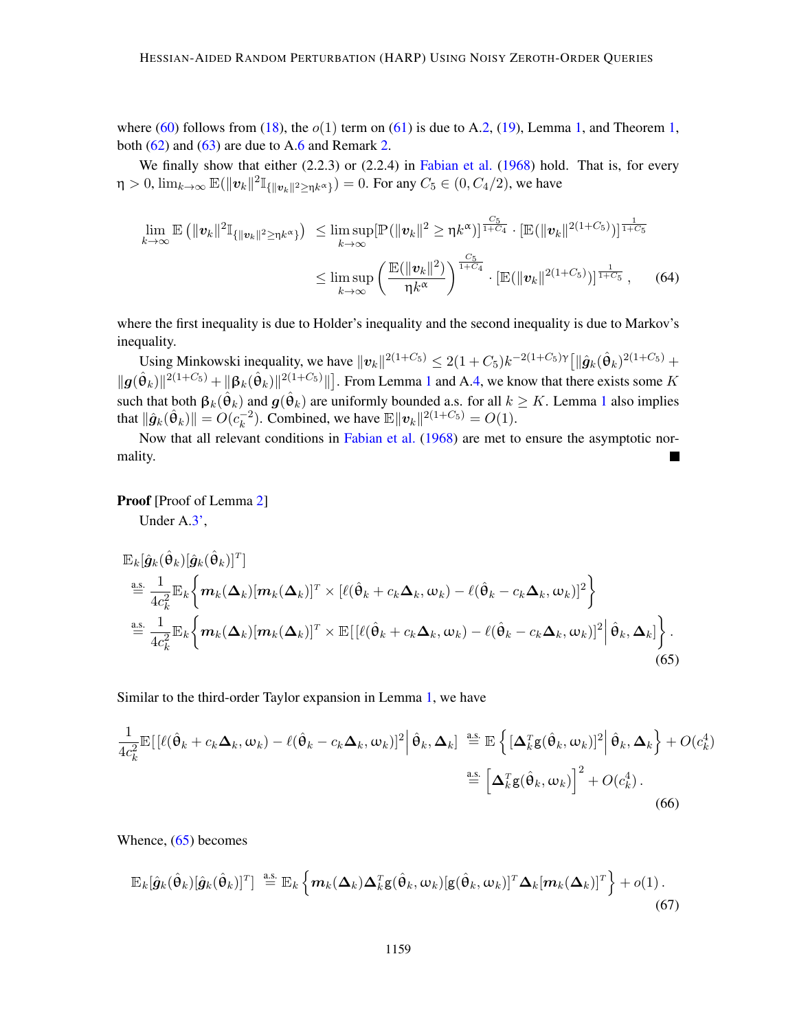where (60) follows from (18), the $o(1)$ term on (61) is due to A.2, (19), Lemma 1, and Theorem 1, both (62) and (63) are due to A.6 and Remark 2.

We finally show that either (2.2.3) or (2.2.4) in Fabian et al. (1968) hold. That is, for every $\eta > 0$, $\lim_{k\to\infty} \mathbb{E}(\|\boldsymbol{v}_k\|^2 \mathbb{I}_{\{\|\boldsymbol{v}_k\|^2 \geq \eta k^{\alpha}\}}) = 0$. For any $C_5 \in (0, C_4/2)$, we have

$$
\begin{aligned}
\lim_{k\to\infty} \mathbb{E}\left(\|\boldsymbol{v}_k\|^2 \mathbb{I}_{\{\|\boldsymbol{v}_k\|^2 \geq \eta k^{\alpha}\}}\right) &\leq \limsup_{k\to\infty} [\mathbb{P}(\|\boldsymbol{v}_k\|^2 \geq \eta k^{\alpha})]^{\frac{C_5}{1+C_4}} \cdot [\mathbb{E}(\|\boldsymbol{v}_k\|^{2(1+C_5)})]^{\frac{1}{1+C_5}} \\
&\leq \limsup_{k\to\infty} \left(\frac{\mathbb{E}(\|\boldsymbol{v}_k\|^2)}{\eta k^{\alpha}}\right)^{\frac{C_5}{1+C_4}} \cdot [\mathbb{E}(\|\boldsymbol{v}_k\|^{2(1+C_5)})]^{\frac{1}{1+C_5}}, \qquad (64)
\end{aligned}
$$

where the first inequality is due to Holder's inequality and the second inequality is due to Markov's inequality.

Using Minkowski inequality, we have $\|\boldsymbol{v}_k\|^{2(1+C_5)} \leq 2(1+C_5)k^{-2(1+C_5)\gamma}\big[\|\hat{\boldsymbol{g}}_k(\hat{\boldsymbol{\theta}}_k)^{2(1+C_5)} + \|\boldsymbol{g}(\hat{\boldsymbol{\theta}}_k)\|^{2(1+C_5)} + \|\boldsymbol{\beta}_k(\hat{\boldsymbol{\theta}}_k)\|^{2(1+C_5)}\|\big]$. From Lemma 1 and A.4, we know that there exists some $K$ such that both $\boldsymbol{\beta}_k(\hat{\boldsymbol{\theta}}_k)$ and $\boldsymbol{g}(\hat{\boldsymbol{\theta}}_k)$ are uniformly bounded a.s. for all $k \geq K$. Lemma 1 also implies that $\|\hat{\boldsymbol{g}}_k(\hat{\boldsymbol{\theta}}_k)\| = O(c_k^{-2})$. Combined, we have $\mathbb{E}\|\boldsymbol{v}_k\|^{2(1+C_5)} = O(1)$.

Now that all relevant conditions in Fabian et al. (1968) are met to ensure the asymptotic normality. ■

**Proof** [Proof of Lemma 2]

Under A.3',

$$
\begin{aligned}
&\mathbb{E}_k[\hat{\boldsymbol{g}}_k(\hat{\boldsymbol{\theta}}_k)[\hat{\boldsymbol{g}}_k(\hat{\boldsymbol{\theta}}_k)]^T] \\
&\overset{\text{a.s.}}{=} \frac{1}{4c_k^2}\mathbb{E}_k\left\{\boldsymbol{m}_k(\boldsymbol{\Delta}_k)[\boldsymbol{m}_k(\boldsymbol{\Delta}_k)]^T \times [\ell(\hat{\boldsymbol{\theta}}_k + c_k\boldsymbol{\Delta}_k, \boldsymbol{\omega}_k) - \ell(\hat{\boldsymbol{\theta}}_k - c_k\boldsymbol{\Delta}_k, \boldsymbol{\omega}_k)]^2\right\} \\
&\overset{\text{a.s.}}{=} \frac{1}{4c_k^2}\mathbb{E}_k\left\{\boldsymbol{m}_k(\boldsymbol{\Delta}_k)[\boldsymbol{m}_k(\boldsymbol{\Delta}_k)]^T \times \mathbb{E}\Big[[\ell(\hat{\boldsymbol{\theta}}_k + c_k\boldsymbol{\Delta}_k, \boldsymbol{\omega}_k) - \ell(\hat{\boldsymbol{\theta}}_k - c_k\boldsymbol{\Delta}_k, \boldsymbol{\omega}_k)]^2\Big|\,\hat{\boldsymbol{\theta}}_k, \boldsymbol{\Delta}_k\Big]\right\}. \qquad (65)
\end{aligned}
$$

Similar to the third-order Taylor expansion in Lemma 1, we have

$$
\begin{aligned}
\frac{1}{4c_k^2}\mathbb{E}\Big[[\ell(\hat{\boldsymbol{\theta}}_k + c_k\boldsymbol{\Delta}_k, \boldsymbol{\omega}_k) - \ell(\hat{\boldsymbol{\theta}}_k - c_k\boldsymbol{\Delta}_k, \boldsymbol{\omega}_k)]^2\Big|\,\hat{\boldsymbol{\theta}}_k, \boldsymbol{\Delta}_k\Big] &\overset{\text{a.s.}}{=} \mathbb{E}\left\{[\boldsymbol{\Delta}_k^T \mathrm{g}(\hat{\boldsymbol{\theta}}_k, \boldsymbol{\omega}_k)]^2\Big|\,\hat{\boldsymbol{\theta}}_k, \boldsymbol{\Delta}_k\right\} + O(c_k^4) \\
&\overset{\text{a.s.}}{=} \Big[\boldsymbol{\Delta}_k^T \mathrm{g}(\hat{\boldsymbol{\theta}}_k, \boldsymbol{\omega}_k)\Big]^2 + O(c_k^4). \qquad (66)
\end{aligned}
$$

Whence, (65) becomes

$$
\mathbb{E}_k[\hat{\boldsymbol{g}}_k(\hat{\boldsymbol{\theta}}_k)[\hat{\boldsymbol{g}}_k(\hat{\boldsymbol{\theta}}_k)]^T] \overset{\text{a.s.}}{=} \mathbb{E}_k\left\{\boldsymbol{m}_k(\boldsymbol{\Delta}_k)\boldsymbol{\Delta}_k^T \mathrm{g}(\hat{\boldsymbol{\theta}}_k, \boldsymbol{\omega}_k)[\mathrm{g}(\hat{\boldsymbol{\theta}}_k, \boldsymbol{\omega}_k)]^T \boldsymbol{\Delta}_k[\boldsymbol{m}_k(\boldsymbol{\Delta}_k)]^T\right\} + o(1). \qquad (67)
$$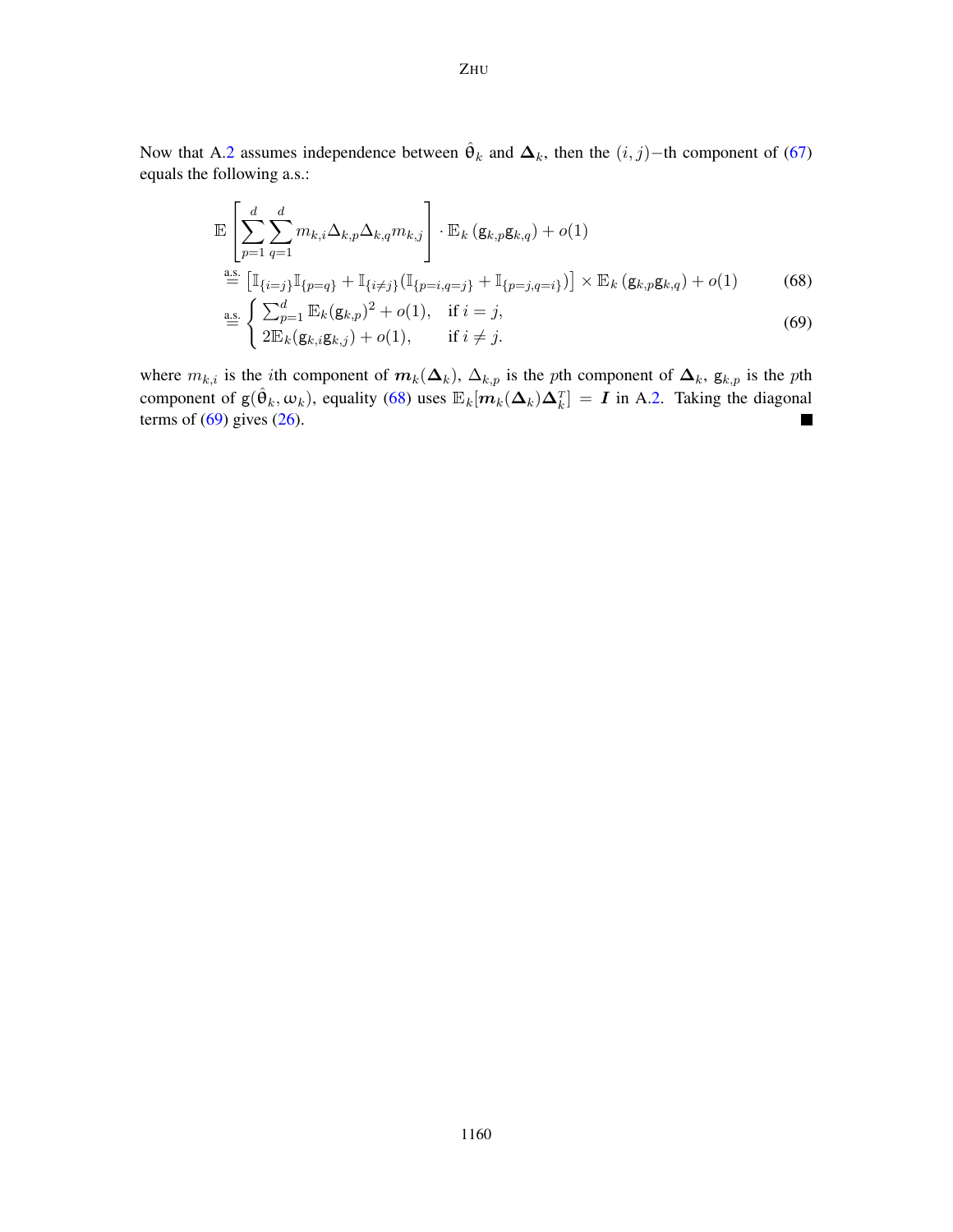Now that A.2 assumes independence between $\hat{\theta}_k$ and $\boldsymbol{\Delta}_k$, then the $(i,j)-$th component of (67) equals the following a.s.:

$$
\begin{aligned}
&\mathbb{E}\left[\sum_{p=1}^{d}\sum_{q=1}^{d} m_{k,i}\Delta_{k,p}\Delta_{k,q}m_{k,j}\right]\cdot \mathbb{E}_k\left(\mathsf{g}_{k,p}\mathsf{g}_{k,q}\right) + o(1) \\
&\overset{\text{a.s.}}{=} \left[\mathbb{I}_{\{i=j\}}\mathbb{I}_{\{p=q\}} + \mathbb{I}_{\{i\neq j\}}(\mathbb{I}_{\{p=i,q=j\}} + \mathbb{I}_{\{p=j,q=i\}})\right] \times \mathbb{E}_k\left(\mathsf{g}_{k,p}\mathsf{g}_{k,q}\right) + o(1) \qquad (68) \\
&\overset{\text{a.s.}}{=} \begin{cases} \sum_{p=1}^{d} \mathbb{E}_k(\mathsf{g}_{k,p})^2 + o(1), & \text{if } i=j, \\ 2\mathbb{E}_k(\mathsf{g}_{k,i}\mathsf{g}_{k,j}) + o(1), & \text{if } i\neq j. \end{cases} \qquad (69)
\end{aligned}
$$

where $m_{k,i}$ is the $i$th component of $\boldsymbol{m}_k(\boldsymbol{\Delta}_k)$, $\Delta_{k,p}$ is the $p$th component of $\boldsymbol{\Delta}_k$, $\mathsf{g}_{k,p}$ is the $p$th component of $\mathsf{g}(\hat{\theta}_k, \omega_k)$, equality (68) uses $\mathbb{E}_k[\boldsymbol{m}_k(\boldsymbol{\Delta}_k)\boldsymbol{\Delta}_k^T] = \boldsymbol{I}$ in A.2. Taking the diagonal terms of (69) gives (26). ∎